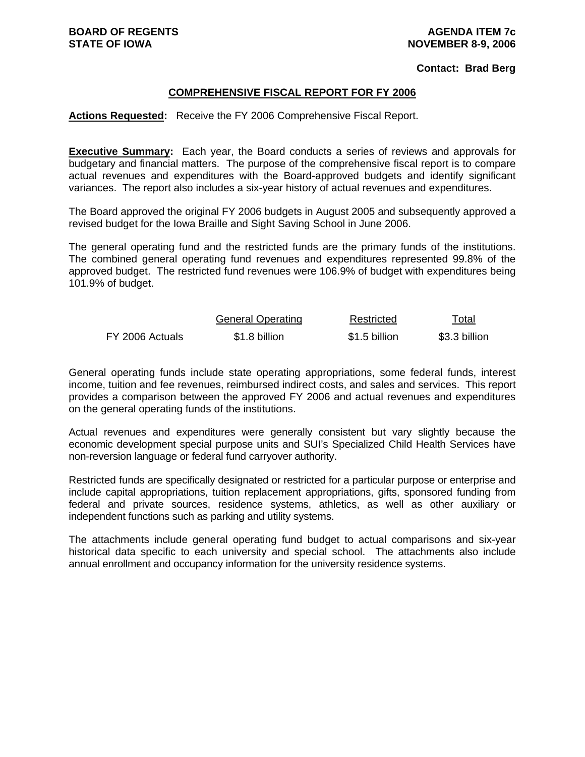**BOARD OF REGENTS**
**STATE OF IOWA**

**AGENDA ITEM 7c**
**NOVEMBER 8-9, 2006**

**Contact: Brad Berg**

## COMPREHENSIVE FISCAL REPORT FOR FY 2006

**Actions Requested:** Receive the FY 2006 Comprehensive Fiscal Report.

**Executive Summary:** Each year, the Board conducts a series of reviews and approvals for budgetary and financial matters. The purpose of the comprehensive fiscal report is to compare actual revenues and expenditures with the Board-approved budgets and identify significant variances. The report also includes a six-year history of actual revenues and expenditures.

The Board approved the original FY 2006 budgets in August 2005 and subsequently approved a revised budget for the Iowa Braille and Sight Saving School in June 2006.

The general operating fund and the restricted funds are the primary funds of the institutions. The combined general operating fund revenues and expenditures represented 99.8% of the approved budget. The restricted fund revenues were 106.9% of budget with expenditures being 101.9% of budget.

| | General Operating | Restricted | Total |
|---|---|---|---|
| FY 2006 Actuals | $1.8 billion | $1.5 billion | $3.3 billion |

General operating funds include state operating appropriations, some federal funds, interest income, tuition and fee revenues, reimbursed indirect costs, and sales and services. This report provides a comparison between the approved FY 2006 and actual revenues and expenditures on the general operating funds of the institutions.

Actual revenues and expenditures were generally consistent but vary slightly because the economic development special purpose units and SUI's Specialized Child Health Services have non-reversion language or federal fund carryover authority.

Restricted funds are specifically designated or restricted for a particular purpose or enterprise and include capital appropriations, tuition replacement appropriations, gifts, sponsored funding from federal and private sources, residence systems, athletics, as well as other auxiliary or independent functions such as parking and utility systems.

The attachments include general operating fund budget to actual comparisons and six-year historical data specific to each university and special school. The attachments also include annual enrollment and occupancy information for the university residence systems.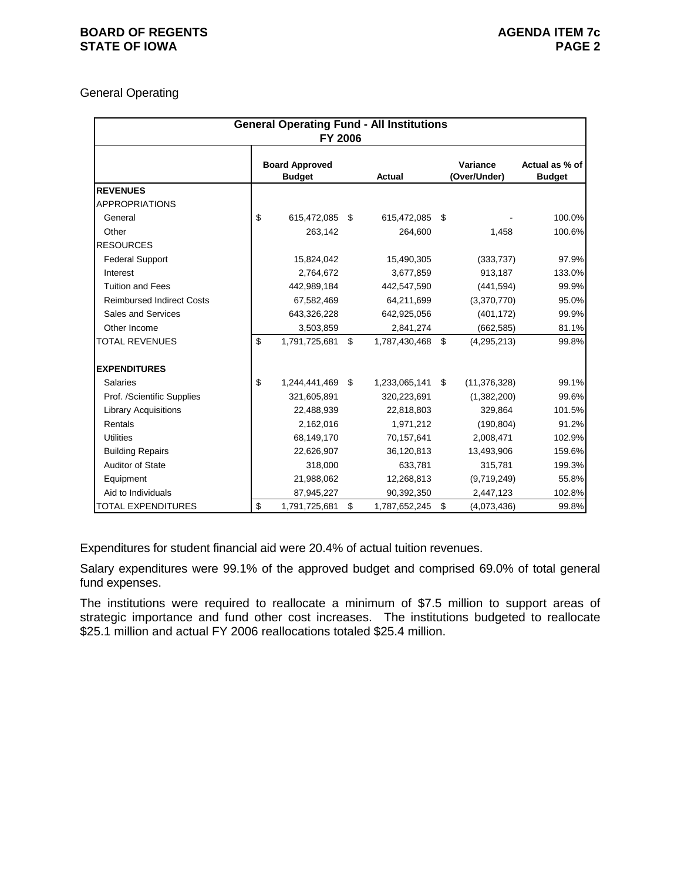General Operating

| General Operating Fund - All Institutions FY 2006 | | | | |
|---|---|---|---|---|
| | Board Approved Budget | Actual | Variance (Over/Under) | Actual as % of Budget |
| **REVENUES** | | | | |
| APPROPRIATIONS | | | | |
| General | $ 615,472,085 | $ 615,472,085 | $ - | 100.0% |
| Other | 263,142 | 264,600 | 1,458 | 100.6% |
| RESOURCES | | | | |
| Federal Support | 15,824,042 | 15,490,305 | (333,737) | 97.9% |
| Interest | 2,764,672 | 3,677,859 | 913,187 | 133.0% |
| Tuition and Fees | 442,989,184 | 442,547,590 | (441,594) | 99.9% |
| Reimbursed Indirect Costs | 67,582,469 | 64,211,699 | (3,370,770) | 95.0% |
| Sales and Services | 643,326,228 | 642,925,056 | (401,172) | 99.9% |
| Other Income | 3,503,859 | 2,841,274 | (662,585) | 81.1% |
| TOTAL REVENUES | $ 1,791,725,681 | $ 1,787,430,468 | $ (4,295,213) | 99.8% |
| | | | | |
| **EXPENDITURES** | | | | |
| Salaries | $ 1,244,441,469 | $ 1,233,065,141 | $ (11,376,328) | 99.1% |
| Prof. /Scientific Supplies | 321,605,891 | 320,223,691 | (1,382,200) | 99.6% |
| Library Acquisitions | 22,488,939 | 22,818,803 | 329,864 | 101.5% |
| Rentals | 2,162,016 | 1,971,212 | (190,804) | 91.2% |
| Utilities | 68,149,170 | 70,157,641 | 2,008,471 | 102.9% |
| Building Repairs | 22,626,907 | 36,120,813 | 13,493,906 | 159.6% |
| Auditor of State | 318,000 | 633,781 | 315,781 | 199.3% |
| Equipment | 21,988,062 | 12,268,813 | (9,719,249) | 55.8% |
| Aid to Individuals | 87,945,227 | 90,392,350 | 2,447,123 | 102.8% |
| TOTAL EXPENDITURES | $ 1,791,725,681 | $ 1,787,652,245 | $ (4,073,436) | 99.8% |

Expenditures for student financial aid were 20.4% of actual tuition revenues.

Salary expenditures were 99.1% of the approved budget and comprised 69.0% of total general fund expenses.

The institutions were required to reallocate a minimum of $7.5 million to support areas of strategic importance and fund other cost increases. The institutions budgeted to reallocate $25.1 million and actual FY 2006 reallocations totaled $25.4 million.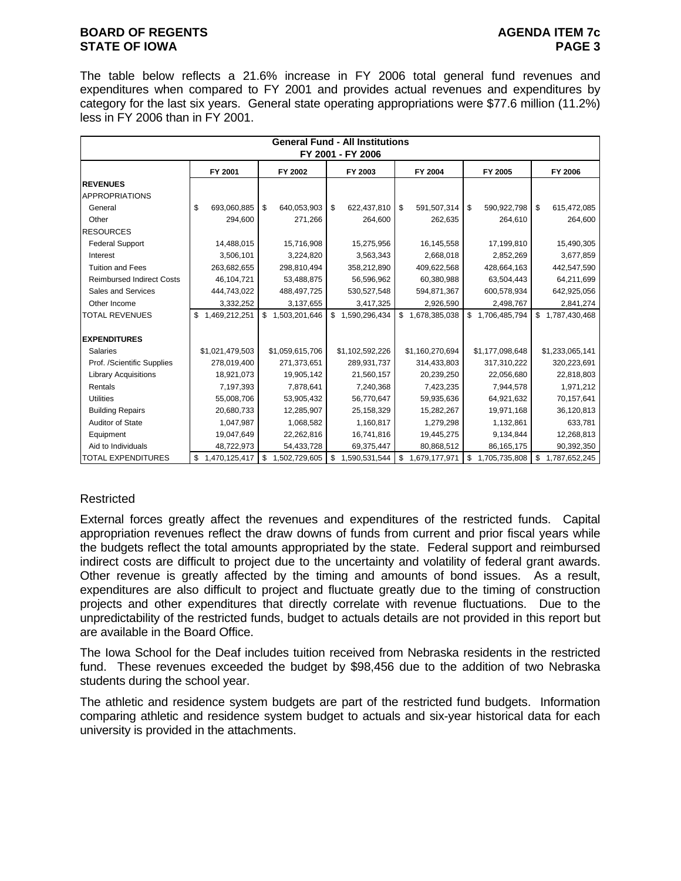The table below reflects a 21.6% increase in FY 2006 total general fund revenues and expenditures when compared to FY 2001 and provides actual revenues and expenditures by category for the last six years. General state operating appropriations were $77.6 million (11.2%) less in FY 2006 than in FY 2001.

| General Fund - All Institutions FY 2001 - FY 2006 | | | | | | |
|---|---|---|---|---|---|---|
| | FY 2001 | FY 2002 | FY 2003 | FY 2004 | FY 2005 | FY 2006 |
| **REVENUES** | | | | | | |
| APPROPRIATIONS | | | | | | |
| General | $ 693,060,885 | $ 640,053,903 | $ 622,437,810 | $ 591,507,314 | $ 590,922,798 | $ 615,472,085 |
| Other | 294,600 | 271,266 | 264,600 | 262,635 | 264,610 | 264,600 |
| RESOURCES | | | | | | |
| Federal Support | 14,488,015 | 15,716,908 | 15,275,956 | 16,145,558 | 17,199,810 | 15,490,305 |
| Interest | 3,506,101 | 3,224,820 | 3,563,343 | 2,668,018 | 2,852,269 | 3,677,859 |
| Tuition and Fees | 263,682,655 | 298,810,494 | 358,212,890 | 409,622,568 | 428,664,163 | 442,547,590 |
| Reimbursed Indirect Costs | 46,104,721 | 53,488,875 | 56,596,962 | 60,380,988 | 63,504,443 | 64,211,699 |
| Sales and Services | 444,743,022 | 488,497,725 | 530,527,548 | 594,871,367 | 600,578,934 | 642,925,056 |
| Other Income | 3,332,252 | 3,137,655 | 3,417,325 | 2,926,590 | 2,498,767 | 2,841,274 |
| TOTAL REVENUES | $ 1,469,212,251 | $ 1,503,201,646 | $ 1,590,296,434 | $ 1,678,385,038 | $ 1,706,485,794 | $ 1,787,430,468 |
| | | | | | | |
| **EXPENDITURES** | | | | | | |
| Salaries | $1,021,479,503 | $1,059,615,706 | $1,102,592,226 | $1,160,270,694 | $1,177,098,648 | $1,233,065,141 |
| Prof. /Scientific Supplies | 278,019,400 | 271,373,651 | 289,931,737 | 314,433,803 | 317,310,222 | 320,223,691 |
| Library Acquisitions | 18,921,073 | 19,905,142 | 21,560,157 | 20,239,250 | 22,056,680 | 22,818,803 |
| Rentals | 7,197,393 | 7,878,641 | 7,240,368 | 7,423,235 | 7,944,578 | 1,971,212 |
| Utilities | 55,008,706 | 53,905,432 | 56,770,647 | 59,935,636 | 64,921,632 | 70,157,641 |
| Building Repairs | 20,680,733 | 12,285,907 | 25,158,329 | 15,282,267 | 19,971,168 | 36,120,813 |
| Auditor of State | 1,047,987 | 1,068,582 | 1,160,817 | 1,279,298 | 1,132,861 | 633,781 |
| Equipment | 19,047,649 | 22,262,816 | 16,741,816 | 19,445,275 | 9,134,844 | 12,268,813 |
| Aid to Individuals | 48,722,973 | 54,433,728 | 69,375,447 | 80,868,512 | 86,165,175 | 90,392,350 |
| TOTAL EXPENDITURES | $ 1,470,125,417 | $ 1,502,729,605 | $ 1,590,531,544 | $ 1,679,177,971 | $ 1,705,735,808 | $ 1,787,652,245 |

Restricted

External forces greatly affect the revenues and expenditures of the restricted funds. Capital appropriation revenues reflect the draw downs of funds from current and prior fiscal years while the budgets reflect the total amounts appropriated by the state. Federal support and reimbursed indirect costs are difficult to project due to the uncertainty and volatility of federal grant awards. Other revenue is greatly affected by the timing and amounts of bond issues. As a result, expenditures are also difficult to project and fluctuate greatly due to the timing of construction projects and other expenditures that directly correlate with revenue fluctuations. Due to the unpredictability of the restricted funds, budget to actuals details are not provided in this report but are available in the Board Office.

The Iowa School for the Deaf includes tuition received from Nebraska residents in the restricted fund. These revenues exceeded the budget by $98,456 due to the addition of two Nebraska students during the school year.

The athletic and residence system budgets are part of the restricted fund budgets. Information comparing athletic and residence system budget to actuals and six-year historical data for each university is provided in the attachments.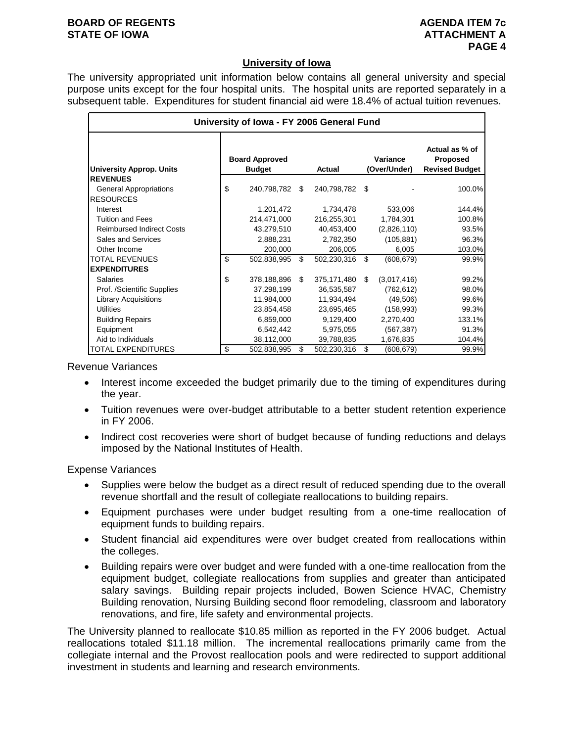## University of Iowa

The university appropriated unit information below contains all general university and special purpose units except for the four hospital units. The hospital units are reported separately in a subsequent table. Expenditures for student financial aid were 18.4% of actual tuition revenues.

| University of Iowa - FY 2006 General Fund | | | | |
|---|---|---|---|---|
| **University Approp. Units** | **Board Approved Budget** | **Actual** | **Variance (Over/Under)** | **Actual as % of Proposed Revised Budget** |
| **REVENUES** | | | | |
| General Appropriations | $ 240,798,782 | $ 240,798,782 | $ - | 100.0% |
| RESOURCES | | | | |
| Interest | 1,201,472 | 1,734,478 | 533,006 | 144.4% |
| Tuition and Fees | 214,471,000 | 216,255,301 | 1,784,301 | 100.8% |
| Reimbursed Indirect Costs | 43,279,510 | 40,453,400 | (2,826,110) | 93.5% |
| Sales and Services | 2,888,231 | 2,782,350 | (105,881) | 96.3% |
| Other Income | 200,000 | 206,005 | 6,005 | 103.0% |
| TOTAL REVENUES | $ 502,838,995 | $ 502,230,316 | $ (608,679) | 99.9% |
| **EXPENDITURES** | | | | |
| Salaries | $ 378,188,896 | $ 375,171,480 | $ (3,017,416) | 99.2% |
| Prof. /Scientific Supplies | 37,298,199 | 36,535,587 | (762,612) | 98.0% |
| Library Acquisitions | 11,984,000 | 11,934,494 | (49,506) | 99.6% |
| Utilities | 23,854,458 | 23,695,465 | (158,993) | 99.3% |
| Building Repairs | 6,859,000 | 9,129,400 | 2,270,400 | 133.1% |
| Equipment | 6,542,442 | 5,975,055 | (567,387) | 91.3% |
| Aid to Individuals | 38,112,000 | 39,788,835 | 1,676,835 | 104.4% |
| TOTAL EXPENDITURES | $ 502,838,995 | $ 502,230,316 | $ (608,679) | 99.9% |

Revenue Variances

- Interest income exceeded the budget primarily due to the timing of expenditures during the year.
- Tuition revenues were over-budget attributable to a better student retention experience in FY 2006.
- Indirect cost recoveries were short of budget because of funding reductions and delays imposed by the National Institutes of Health.

Expense Variances

- Supplies were below the budget as a direct result of reduced spending due to the overall revenue shortfall and the result of collegiate reallocations to building repairs.
- Equipment purchases were under budget resulting from a one-time reallocation of equipment funds to building repairs.
- Student financial aid expenditures were over budget created from reallocations within the colleges.
- Building repairs were over budget and were funded with a one-time reallocation from the equipment budget, collegiate reallocations from supplies and greater than anticipated salary savings. Building repair projects included, Bowen Science HVAC, Chemistry Building renovation, Nursing Building second floor remodeling, classroom and laboratory renovations, and fire, life safety and environmental projects.

The University planned to reallocate $10.85 million as reported in the FY 2006 budget. Actual reallocations totaled $11.18 million. The incremental reallocations primarily came from the collegiate internal and the Provost reallocation pools and were redirected to support additional investment in students and learning and research environments.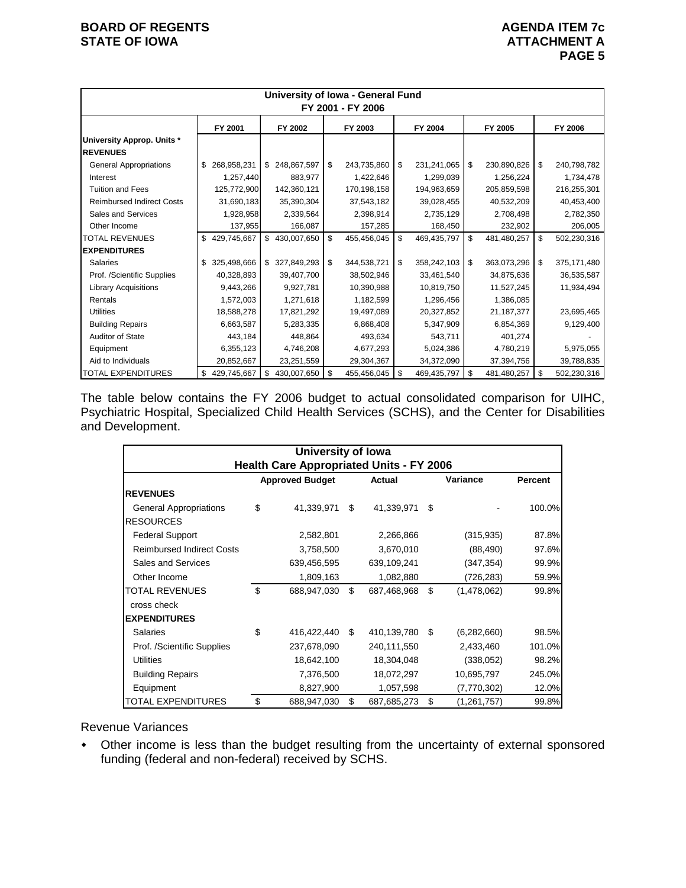| University of Iowa - General Fund FY 2001 - FY 2006 | | | | | | |
|---|---|---|---|---|---|---|
| | FY 2001 | FY 2002 | FY 2003 | FY 2004 | FY 2005 | FY 2006 |
| **University Approp. Units *** | | | | | | |
| **REVENUES** | | | | | | |
| General Appropriations | $ 268,958,231 | $ 248,867,597 | $ 243,735,860 | $ 231,241,065 | $ 230,890,826 | $ 240,798,782 |
| Interest | 1,257,440 | 883,977 | 1,422,646 | 1,299,039 | 1,256,224 | 1,734,478 |
| Tuition and Fees | 125,772,900 | 142,360,121 | 170,198,158 | 194,963,659 | 205,859,598 | 216,255,301 |
| Reimbursed Indirect Costs | 31,690,183 | 35,390,304 | 37,543,182 | 39,028,455 | 40,532,209 | 40,453,400 |
| Sales and Services | 1,928,958 | 2,339,564 | 2,398,914 | 2,735,129 | 2,708,498 | 2,782,350 |
| Other Income | 137,955 | 166,087 | 157,285 | 168,450 | 232,902 | 206,005 |
| TOTAL REVENUES | $ 429,745,667 | $ 430,007,650 | $ 455,456,045 | $ 469,435,797 | $ 481,480,257 | $ 502,230,316 |
| **EXPENDITURES** | | | | | | |
| Salaries | $ 325,498,666 | $ 327,849,293 | $ 344,538,721 | $ 358,242,103 | $ 363,073,296 | $ 375,171,480 |
| Prof. /Scientific Supplies | 40,328,893 | 39,407,700 | 38,502,946 | 33,461,540 | 34,875,636 | 36,535,587 |
| Library Acquisitions | 9,443,266 | 9,927,781 | 10,390,988 | 10,819,750 | 11,527,245 | 11,934,494 |
| Rentals | 1,572,003 | 1,271,618 | 1,182,599 | 1,296,456 | 1,386,085 | |
| Utilities | 18,588,278 | 17,821,292 | 19,497,089 | 20,327,852 | 21,187,377 | 23,695,465 |
| Building Repairs | 6,663,587 | 5,283,335 | 6,868,408 | 5,347,909 | 6,854,369 | 9,129,400 |
| Auditor of State | 443,184 | 448,864 | 493,634 | 543,711 | 401,274 | - |
| Equipment | 6,355,123 | 4,746,208 | 4,677,293 | 5,024,386 | 4,780,219 | 5,975,055 |
| Aid to Individuals | 20,852,667 | 23,251,559 | 29,304,367 | 34,372,090 | 37,394,756 | 39,788,835 |
| TOTAL EXPENDITURES | $ 429,745,667 | $ 430,007,650 | $ 455,456,045 | $ 469,435,797 | $ 481,480,257 | $ 502,230,316 |

The table below contains the FY 2006 budget to actual consolidated comparison for UIHC, Psychiatric Hospital, Specialized Child Health Services (SCHS), and the Center for Disabilities and Development.

| University of Iowa Health Care Appropriated Units - FY 2006 | | | | |
|---|---|---|---|---|
| | Approved Budget | Actual | Variance | Percent |
| **REVENUES** | | | | |
| General Appropriations | $ 41,339,971 | $ 41,339,971 | $ - | 100.0% |
| RESOURCES | | | | |
| Federal Support | 2,582,801 | 2,266,866 | (315,935) | 87.8% |
| Reimbursed Indirect Costs | 3,758,500 | 3,670,010 | (88,490) | 97.6% |
| Sales and Services | 639,456,595 | 639,109,241 | (347,354) | 99.9% |
| Other Income | 1,809,163 | 1,082,880 | (726,283) | 59.9% |
| TOTAL REVENUES | $ 688,947,030 | $ 687,468,968 | $ (1,478,062) | 99.8% |
| cross check | | | | |
| **EXPENDITURES** | | | | |
| Salaries | $ 416,422,440 | $ 410,139,780 | $ (6,282,660) | 98.5% |
| Prof. /Scientific Supplies | 237,678,090 | 240,111,550 | 2,433,460 | 101.0% |
| Utilities | 18,642,100 | 18,304,048 | (338,052) | 98.2% |
| Building Repairs | 7,376,500 | 18,072,297 | 10,695,797 | 245.0% |
| Equipment | 8,827,900 | 1,057,598 | (7,770,302) | 12.0% |
| TOTAL EXPENDITURES | $ 688,947,030 | $ 687,685,273 | $ (1,261,757) | 99.8% |

Revenue Variances

- Other income is less than the budget resulting from the uncertainty of external sponsored funding (federal and non-federal) received by SCHS.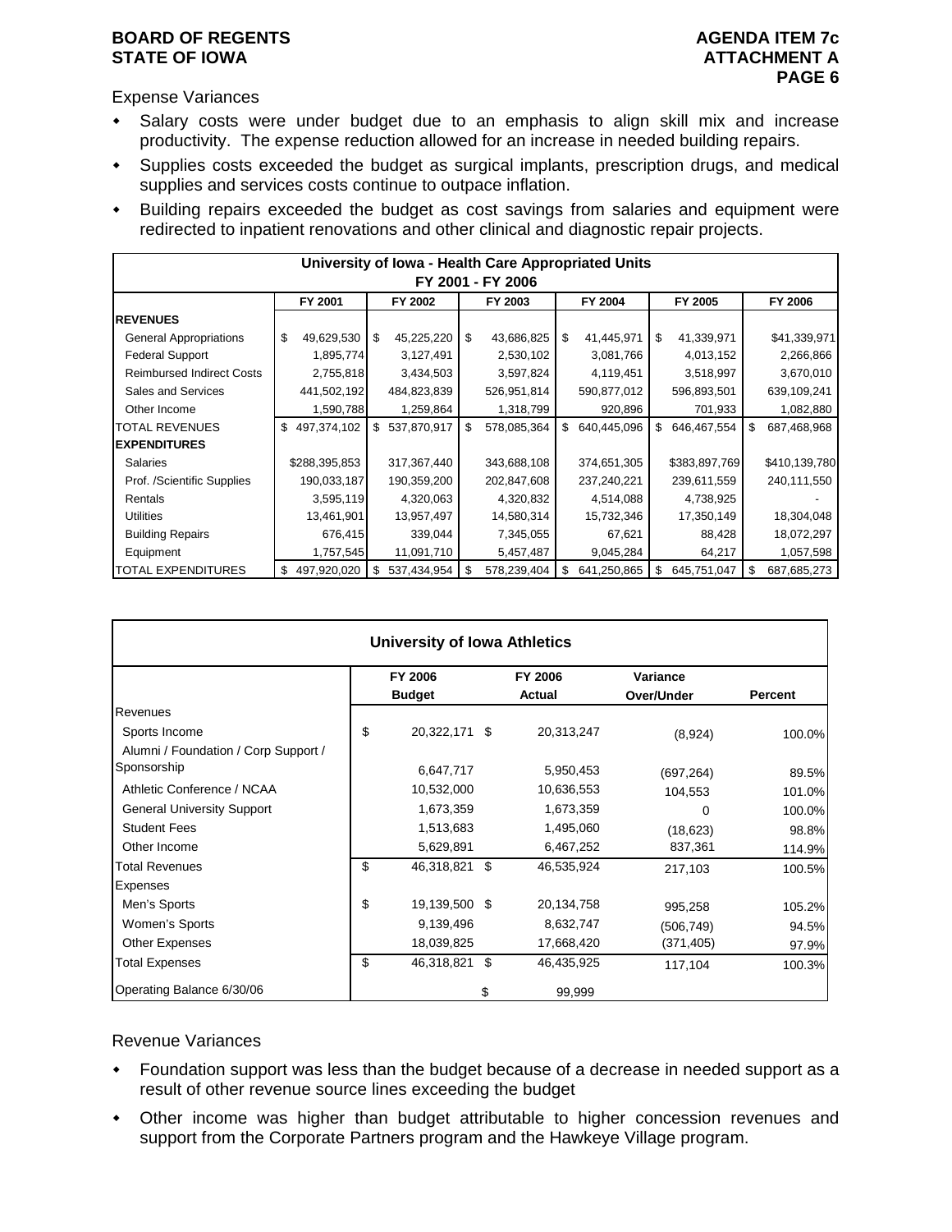Expense Variances

- Salary costs were under budget due to an emphasis to align skill mix and increase productivity. The expense reduction allowed for an increase in needed building repairs.
- Supplies costs exceeded the budget as surgical implants, prescription drugs, and medical supplies and services costs continue to outpace inflation.
- Building repairs exceeded the budget as cost savings from salaries and equipment were redirected to inpatient renovations and other clinical and diagnostic repair projects.

| University of Iowa - Health Care Appropriated Units FY 2001 - FY 2006 | | | | | | |
|---|---|---|---|---|---|---|
| | FY 2001 | FY 2002 | FY 2003 | FY 2004 | FY 2005 | FY 2006 |
| **REVENUES** | | | | | | |
| General Appropriations | $ 49,629,530 | $ 45,225,220 | $ 43,686,825 | $ 41,445,971 | $ 41,339,971 | $41,339,971 |
| Federal Support | 1,895,774 | 3,127,491 | 2,530,102 | 3,081,766 | 4,013,152 | 2,266,866 |
| Reimbursed Indirect Costs | 2,755,818 | 3,434,503 | 3,597,824 | 4,119,451 | 3,518,997 | 3,670,010 |
| Sales and Services | 441,502,192 | 484,823,839 | 526,951,814 | 590,877,012 | 596,893,501 | 639,109,241 |
| Other Income | 1,590,788 | 1,259,864 | 1,318,799 | 920,896 | 701,933 | 1,082,880 |
| TOTAL REVENUES | $ 497,374,102 | $ 537,870,917 | $ 578,085,364 | $ 640,445,096 | $ 646,467,554 | $ 687,468,968 |
| **EXPENDITURES** | | | | | | |
| Salaries | $288,395,853 | 317,367,440 | 343,688,108 | 374,651,305 | $383,897,769 | $410,139,780 |
| Prof. /Scientific Supplies | 190,033,187 | 190,359,200 | 202,847,608 | 237,240,221 | 239,611,559 | 240,111,550 |
| Rentals | 3,595,119 | 4,320,063 | 4,320,832 | 4,514,088 | 4,738,925 | - |
| Utilities | 13,461,901 | 13,957,497 | 14,580,314 | 15,732,346 | 17,350,149 | 18,304,048 |
| Building Repairs | 676,415 | 339,044 | 7,345,055 | 67,621 | 88,428 | 18,072,297 |
| Equipment | 1,757,545 | 11,091,710 | 5,457,487 | 9,045,284 | 64,217 | 1,057,598 |
| TOTAL EXPENDITURES | $ 497,920,020 | $ 537,434,954 | $ 578,239,404 | $ 641,250,865 | $ 645,751,047 | $ 687,685,273 |

| University of Iowa Athletics | | | | |
|---|---|---|---|---|
| | FY 2006 Budget | FY 2006 Actual | Variance Over/Under | Percent |
| Revenues | | | | |
| Sports Income | $ 20,322,171 | $ 20,313,247 | (8,924) | 100.0% |
| Alumni / Foundation / Corp Support / Sponsorship | 6,647,717 | 5,950,453 | (697,264) | 89.5% |
| Athletic Conference / NCAA | 10,532,000 | 10,636,553 | 104,553 | 101.0% |
| General University Support | 1,673,359 | 1,673,359 | 0 | 100.0% |
| Student Fees | 1,513,683 | 1,495,060 | (18,623) | 98.8% |
| Other Income | 5,629,891 | 6,467,252 | 837,361 | 114.9% |
| Total Revenues | $ 46,318,821 | $ 46,535,924 | 217,103 | 100.5% |
| Expenses | | | | |
| Men's Sports | $ 19,139,500 | $ 20,134,758 | 995,258 | 105.2% |
| Women's Sports | 9,139,496 | 8,632,747 | (506,749) | 94.5% |
| Other Expenses | 18,039,825 | 17,668,420 | (371,405) | 97.9% |
| Total Expenses | $ 46,318,821 | $ 46,435,925 | 117,104 | 100.3% |
| Operating Balance 6/30/06 | | $ 99,999 | | |

Revenue Variances

- Foundation support was less than the budget because of a decrease in needed support as a result of other revenue source lines exceeding the budget
- Other income was higher than budget attributable to higher concession revenues and support from the Corporate Partners program and the Hawkeye Village program.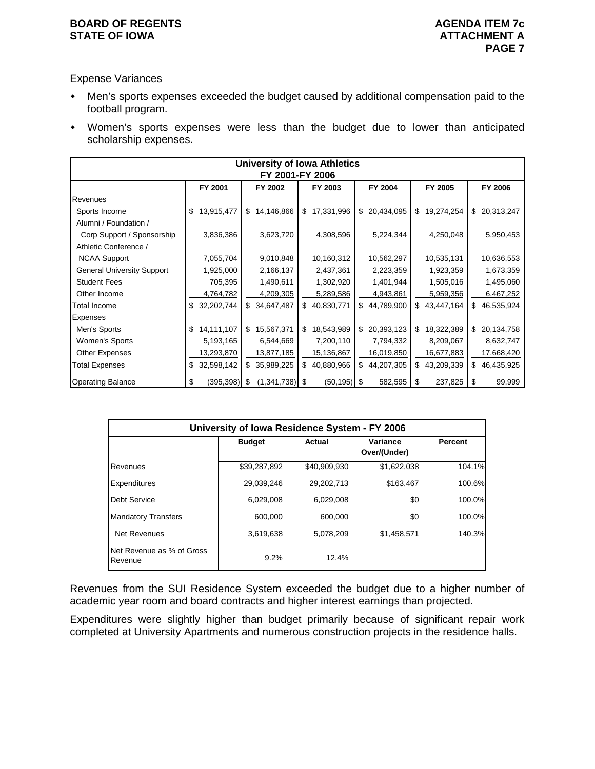Expense Variances

- Men's sports expenses exceeded the budget caused by additional compensation paid to the football program.
- Women's sports expenses were less than the budget due to lower than anticipated scholarship expenses.

| University of Iowa Athletics FY 2001-FY 2006 | | | | | | |
|---|---|---|---|---|---|---|
| | FY 2001 | FY 2002 | FY 2003 | FY 2004 | FY 2005 | FY 2006 |
| Revenues | | | | | | |
| Sports Income | $ 13,915,477 | $ 14,146,866 | $ 17,331,996 | $ 20,434,095 | $ 19,274,254 | $ 20,313,247 |
| Alumni / Foundation / Corp Support / Sponsorship | 3,836,386 | 3,623,720 | 4,308,596 | 5,224,344 | 4,250,048 | 5,950,453 |
| Athletic Conference / NCAA Support | 7,055,704 | 9,010,848 | 10,160,312 | 10,562,297 | 10,535,131 | 10,636,553 |
| General University Support | 1,925,000 | 2,166,137 | 2,437,361 | 2,223,359 | 1,923,359 | 1,673,359 |
| Student Fees | 705,395 | 1,490,611 | 1,302,920 | 1,401,944 | 1,505,016 | 1,495,060 |
| Other Income | 4,764,782 | 4,209,305 | 5,289,586 | 4,943,861 | 5,959,356 | 6,467,252 |
| Total Income | $ 32,202,744 | $ 34,647,487 | $ 40,830,771 | $ 44,789,900 | $ 43,447,164 | $ 46,535,924 |
| Expenses | | | | | | |
| Men's Sports | $ 14,111,107 | $ 15,567,371 | $ 18,543,989 | $ 20,393,123 | $ 18,322,389 | $ 20,134,758 |
| Women's Sports | 5,193,165 | 6,544,669 | 7,200,110 | 7,794,332 | 8,209,067 | 8,632,747 |
| Other Expenses | 13,293,870 | 13,877,185 | 15,136,867 | 16,019,850 | 16,677,883 | 17,668,420 |
| Total Expenses | $ 32,598,142 | $ 35,989,225 | $ 40,880,966 | $ 44,207,305 | $ 43,209,339 | $ 46,435,925 |
| Operating Balance | $ (395,398) | $ (1,341,738) | $ (50,195) | $ 582,595 | $ 237,825 | $ 99,999 |

| University of Iowa Residence System - FY 2006 | | | | |
|---|---|---|---|---|
| | Budget | Actual | Variance Over/(Under) | Percent |
| Revenues | $39,287,892 | $40,909,930 | $1,622,038 | 104.1% |
| Expenditures | 29,039,246 | 29,202,713 | $163,467 | 100.6% |
| Debt Service | 6,029,008 | 6,029,008 | $0 | 100.0% |
| Mandatory Transfers | 600,000 | 600,000 | $0 | 100.0% |
| Net Revenues | 3,619,638 | 5,078,209 | $1,458,571 | 140.3% |
| Net Revenue as % of Gross Revenue | 9.2% | 12.4% | | |

Revenues from the SUI Residence System exceeded the budget due to a higher number of academic year room and board contracts and higher interest earnings than projected.

Expenditures were slightly higher than budget primarily because of significant repair work completed at University Apartments and numerous construction projects in the residence halls.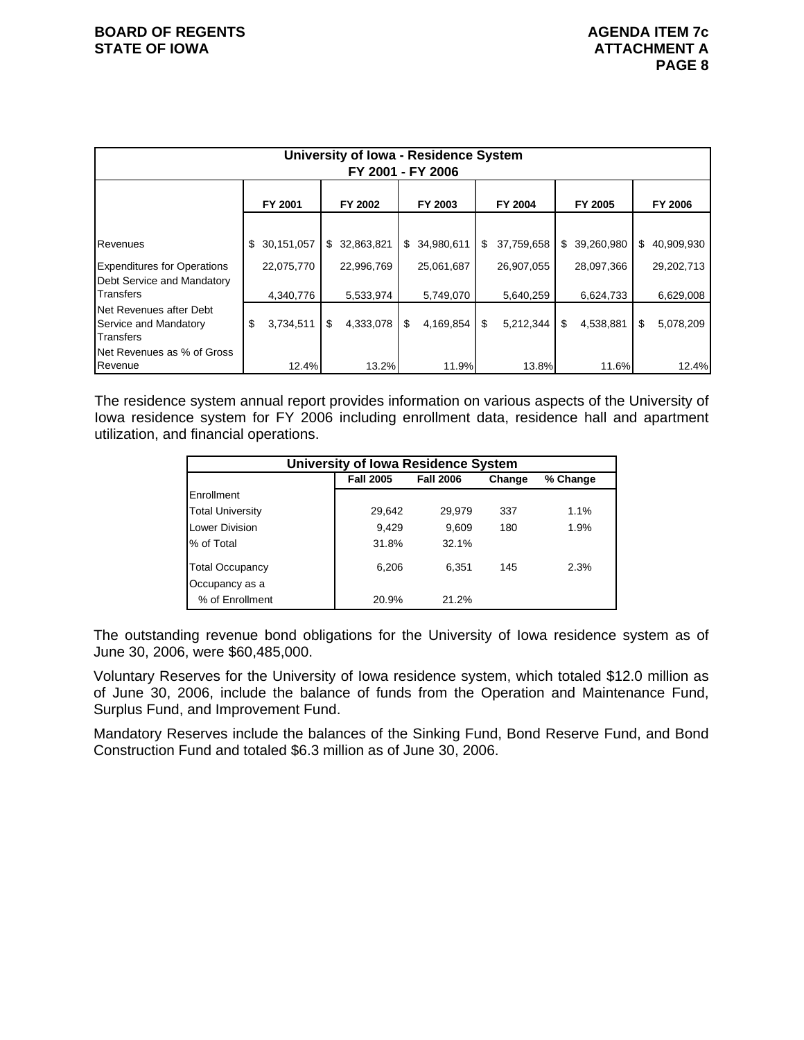| University of Iowa - Residence System FY 2001 - FY 2006 | | | | | | |
|---|---|---|---|---|---|---|
| | FY 2001 | FY 2002 | FY 2003 | FY 2004 | FY 2005 | FY 2006 |
| Revenues | $ 30,151,057 | $ 32,863,821 | $ 34,980,611 | $ 37,759,658 | $ 39,260,980 | $ 40,909,930 |
| Expenditures for Operations | 22,075,770 | 22,996,769 | 25,061,687 | 26,907,055 | 28,097,366 | 29,202,713 |
| Debt Service and Mandatory Transfers | 4,340,776 | 5,533,974 | 5,749,070 | 5,640,259 | 6,624,733 | 6,629,008 |
| Net Revenues after Debt Service and Mandatory Transfers | $ 3,734,511 | $ 4,333,078 | $ 4,169,854 | $ 5,212,344 | $ 4,538,881 | $ 5,078,209 |
| Net Revenues as % of Gross Revenue | 12.4% | 13.2% | 11.9% | 13.8% | 11.6% | 12.4% |

The residence system annual report provides information on various aspects of the University of Iowa residence system for FY 2006 including enrollment data, residence hall and apartment utilization, and financial operations.

| University of Iowa Residence System | | | | |
|---|---|---|---|---|
| | Fall 2005 | Fall 2006 | Change | % Change |
| Enrollment | | | | |
| Total University | 29,642 | 29,979 | 337 | 1.1% |
| Lower Division | 9,429 | 9,609 | 180 | 1.9% |
| % of Total | 31.8% | 32.1% | | |
| Total Occupancy | 6,206 | 6,351 | 145 | 2.3% |
| Occupancy as a % of Enrollment | 20.9% | 21.2% | | |

The outstanding revenue bond obligations for the University of Iowa residence system as of June 30, 2006, were $60,485,000.

Voluntary Reserves for the University of Iowa residence system, which totaled $12.0 million as of June 30, 2006, include the balance of funds from the Operation and Maintenance Fund, Surplus Fund, and Improvement Fund.

Mandatory Reserves include the balances of the Sinking Fund, Bond Reserve Fund, and Bond Construction Fund and totaled $6.3 million as of June 30, 2006.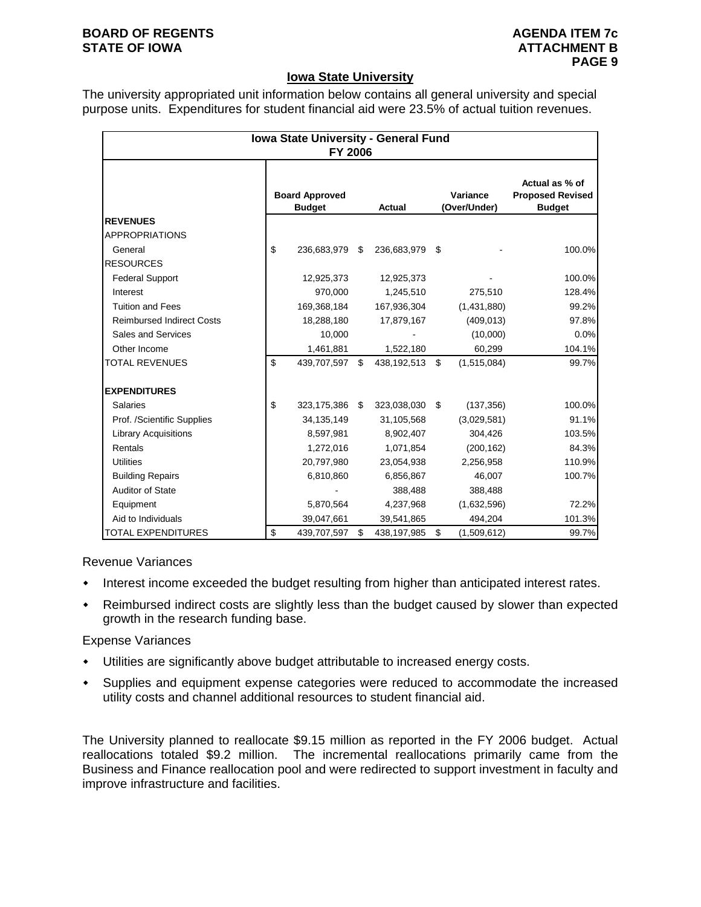## Iowa State University

The university appropriated unit information below contains all general university and special purpose units. Expenditures for student financial aid were 23.5% of actual tuition revenues.

| Iowa State University - General Fund FY 2006 | | | | |
|---|---|---|---|---|
| | Board Approved Budget | Actual | Variance (Over/Under) | Actual as % of Proposed Revised Budget |
| **REVENUES** | | | | |
| APPROPRIATIONS | | | | |
| General | $ 236,683,979 | $ 236,683,979 | $ - | 100.0% |
| RESOURCES | | | | |
| Federal Support | 12,925,373 | 12,925,373 | - | 100.0% |
| Interest | 970,000 | 1,245,510 | 275,510 | 128.4% |
| Tuition and Fees | 169,368,184 | 167,936,304 | (1,431,880) | 99.2% |
| Reimbursed Indirect Costs | 18,288,180 | 17,879,167 | (409,013) | 97.8% |
| Sales and Services | 10,000 | - | (10,000) | 0.0% |
| Other Income | 1,461,881 | 1,522,180 | 60,299 | 104.1% |
| TOTAL REVENUES | $ 439,707,597 | $ 438,192,513 | $ (1,515,084) | 99.7% |
| **EXPENDITURES** | | | | |
| Salaries | $ 323,175,386 | $ 323,038,030 | $ (137,356) | 100.0% |
| Prof. /Scientific Supplies | 34,135,149 | 31,105,568 | (3,029,581) | 91.1% |
| Library Acquisitions | 8,597,981 | 8,902,407 | 304,426 | 103.5% |
| Rentals | 1,272,016 | 1,071,854 | (200,162) | 84.3% |
| Utilities | 20,797,980 | 23,054,938 | 2,256,958 | 110.9% |
| Building Repairs | 6,810,860 | 6,856,867 | 46,007 | 100.7% |
| Auditor of State | - | 388,488 | 388,488 | |
| Equipment | 5,870,564 | 4,237,968 | (1,632,596) | 72.2% |
| Aid to Individuals | 39,047,661 | 39,541,865 | 494,204 | 101.3% |
| TOTAL EXPENDITURES | $ 439,707,597 | $ 438,197,985 | $ (1,509,612) | 99.7% |

Revenue Variances

- Interest income exceeded the budget resulting from higher than anticipated interest rates.
- Reimbursed indirect costs are slightly less than the budget caused by slower than expected growth in the research funding base.

Expense Variances

- Utilities are significantly above budget attributable to increased energy costs.
- Supplies and equipment expense categories were reduced to accommodate the increased utility costs and channel additional resources to student financial aid.

The University planned to reallocate $9.15 million as reported in the FY 2006 budget. Actual reallocations totaled $9.2 million. The incremental reallocations primarily came from the Business and Finance reallocation pool and were redirected to support investment in faculty and improve infrastructure and facilities.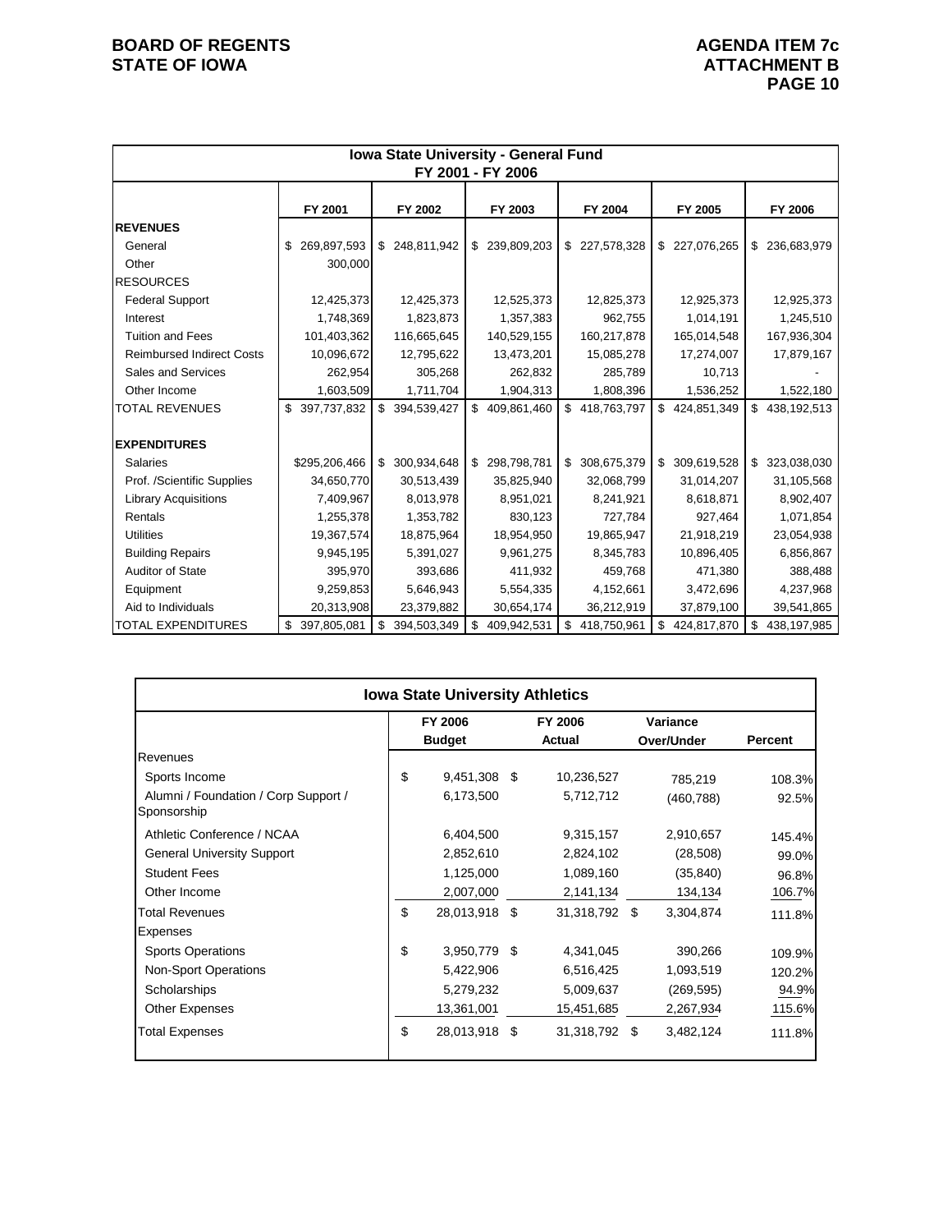**BOARD OF REGENTS**
**STATE OF IOWA**

**AGENDA ITEM 7c**
**ATTACHMENT B**
**PAGE 10**

| Iowa State University - General Fund FY 2001 - FY 2006 | | | | | | |
|---|---|---|---|---|---|---|
| | FY 2001 | FY 2002 | FY 2003 | FY 2004 | FY 2005 | FY 2006 |
| **REVENUES** | | | | | | |
| General | $ 269,897,593 | $ 248,811,942 | $ 239,809,203 | $ 227,578,328 | $ 227,076,265 | $ 236,683,979 |
| Other | 300,000 | | | | | |
| RESOURCES | | | | | | |
| Federal Support | 12,425,373 | 12,425,373 | 12,525,373 | 12,825,373 | 12,925,373 | 12,925,373 |
| Interest | 1,748,369 | 1,823,873 | 1,357,383 | 962,755 | 1,014,191 | 1,245,510 |
| Tuition and Fees | 101,403,362 | 116,665,645 | 140,529,155 | 160,217,878 | 165,014,548 | 167,936,304 |
| Reimbursed Indirect Costs | 10,096,672 | 12,795,622 | 13,473,201 | 15,085,278 | 17,274,007 | 17,879,167 |
| Sales and Services | 262,954 | 305,268 | 262,832 | 285,789 | 10,713 | - |
| Other Income | 1,603,509 | 1,711,704 | 1,904,313 | 1,808,396 | 1,536,252 | 1,522,180 |
| TOTAL REVENUES | $ 397,737,832 | $ 394,539,427 | $ 409,861,460 | $ 418,763,797 | $ 424,851,349 | $ 438,192,513 |
| **EXPENDITURES** | | | | | | |
| Salaries | $295,206,466 | $ 300,934,648 | $ 298,798,781 | $ 308,675,379 | $ 309,619,528 | $ 323,038,030 |
| Prof. /Scientific Supplies | 34,650,770 | 30,513,439 | 35,825,940 | 32,068,799 | 31,014,207 | 31,105,568 |
| Library Acquisitions | 7,409,967 | 8,013,978 | 8,951,021 | 8,241,921 | 8,618,871 | 8,902,407 |
| Rentals | 1,255,378 | 1,353,782 | 830,123 | 727,784 | 927,464 | 1,071,854 |
| Utilities | 19,367,574 | 18,875,964 | 18,954,950 | 19,865,947 | 21,918,219 | 23,054,938 |
| Building Repairs | 9,945,195 | 5,391,027 | 9,961,275 | 8,345,783 | 10,896,405 | 6,856,867 |
| Auditor of State | 395,970 | 393,686 | 411,932 | 459,768 | 471,380 | 388,488 |
| Equipment | 9,259,853 | 5,646,943 | 5,554,335 | 4,152,661 | 3,472,696 | 4,237,968 |
| Aid to Individuals | 20,313,908 | 23,379,882 | 30,654,174 | 36,212,919 | 37,879,100 | 39,541,865 |
| TOTAL EXPENDITURES | $ 397,805,081 | $ 394,503,349 | $ 409,942,531 | $ 418,750,961 | $ 424,817,870 | $ 438,197,985 |

| Iowa State University Athletics | | | | |
|---|---|---|---|---|
| | FY 2006 Budget | FY 2006 Actual | Variance Over/Under | Percent |
| Revenues | | | | |
| Sports Income | $ 9,451,308 | $ 10,236,527 | 785,219 | 108.3% |
| Alumni / Foundation / Corp Support / Sponsorship | 6,173,500 | 5,712,712 | (460,788) | 92.5% |
| Athletic Conference / NCAA | 6,404,500 | 9,315,157 | 2,910,657 | 145.4% |
| General University Support | 2,852,610 | 2,824,102 | (28,508) | 99.0% |
| Student Fees | 1,125,000 | 1,089,160 | (35,840) | 96.8% |
| Other Income | 2,007,000 | 2,141,134 | 134,134 | 106.7% |
| Total Revenues | $ 28,013,918 | $ 31,318,792 | $ 3,304,874 | 111.8% |
| Expenses | | | | |
| Sports Operations | $ 3,950,779 | $ 4,341,045 | 390,266 | 109.9% |
| Non-Sport Operations | 5,422,906 | 6,516,425 | 1,093,519 | 120.2% |
| Scholarships | 5,279,232 | 5,009,637 | (269,595) | 94.9% |
| Other Expenses | 13,361,001 | 15,451,685 | 2,267,934 | 115.6% |
| Total Expenses | $ 28,013,918 | $ 31,318,792 | $ 3,482,124 | 111.8% |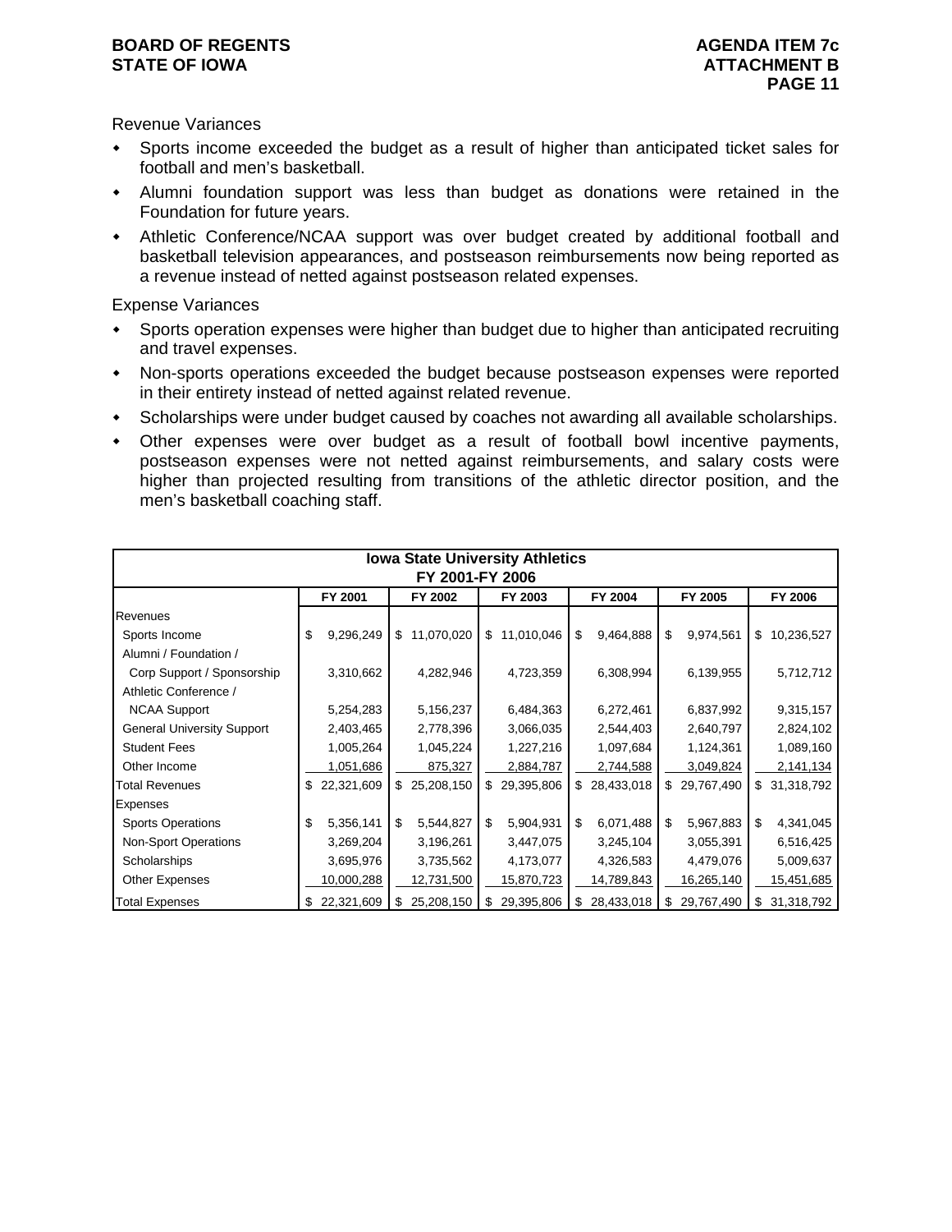Revenue Variances

- Sports income exceeded the budget as a result of higher than anticipated ticket sales for football and men's basketball.
- Alumni foundation support was less than budget as donations were retained in the Foundation for future years.
- Athletic Conference/NCAA support was over budget created by additional football and basketball television appearances, and postseason reimbursements now being reported as a revenue instead of netted against postseason related expenses.

Expense Variances

- Sports operation expenses were higher than budget due to higher than anticipated recruiting and travel expenses.
- Non-sports operations exceeded the budget because postseason expenses were reported in their entirety instead of netted against related revenue.
- Scholarships were under budget caused by coaches not awarding all available scholarships.
- Other expenses were over budget as a result of football bowl incentive payments, postseason expenses were not netted against reimbursements, and salary costs were higher than projected resulting from transitions of the athletic director position, and the men's basketball coaching staff.

**Iowa State University Athletics**
**FY 2001-FY 2006**

| | FY 2001 | FY 2002 | FY 2003 | FY 2004 | FY 2005 | FY 2006 |
|---|---|---|---|---|---|---|
| Revenues | | | | | | |
| Sports Income | $ 9,296,249 | $ 11,070,020 | $ 11,010,046 | $ 9,464,888 | $ 9,974,561 | $ 10,236,527 |
| Alumni / Foundation / Corp Support / Sponsorship | 3,310,662 | 4,282,946 | 4,723,359 | 6,308,994 | 6,139,955 | 5,712,712 |
| Athletic Conference / NCAA Support | 5,254,283 | 5,156,237 | 6,484,363 | 6,272,461 | 6,837,992 | 9,315,157 |
| General University Support | 2,403,465 | 2,778,396 | 3,066,035 | 2,544,403 | 2,640,797 | 2,824,102 |
| Student Fees | 1,005,264 | 1,045,224 | 1,227,216 | 1,097,684 | 1,124,361 | 1,089,160 |
| Other Income | 1,051,686 | 875,327 | 2,884,787 | 2,744,588 | 3,049,824 | 2,141,134 |
| Total Revenues | $ 22,321,609 | $ 25,208,150 | $ 29,395,806 | $ 28,433,018 | $ 29,767,490 | $ 31,318,792 |
| Expenses | | | | | | |
| Sports Operations | $ 5,356,141 | $ 5,544,827 | $ 5,904,931 | $ 6,071,488 | $ 5,967,883 | $ 4,341,045 |
| Non-Sport Operations | 3,269,204 | 3,196,261 | 3,447,075 | 3,245,104 | 3,055,391 | 6,516,425 |
| Scholarships | 3,695,976 | 3,735,562 | 4,173,077 | 4,326,583 | 4,479,076 | 5,009,637 |
| Other Expenses | 10,000,288 | 12,731,500 | 15,870,723 | 14,789,843 | 16,265,140 | 15,451,685 |
| Total Expenses | $ 22,321,609 | $ 25,208,150 | $ 29,395,806 | $ 28,433,018 | $ 29,767,490 | $ 31,318,792 |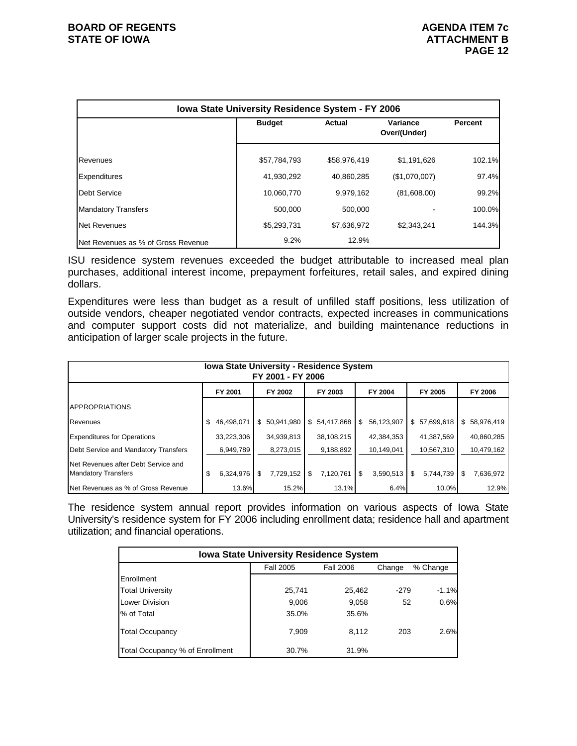| Iowa State University Residence System - FY 2006 | | | | |
|---|---|---|---|---|
| | Budget | Actual | Variance Over/(Under) | Percent |
| Revenues | $57,784,793 | $58,976,419 | $1,191,626 | 102.1% |
| Expenditures | 41,930,292 | 40,860,285 | ($1,070,007) | 97.4% |
| Debt Service | 10,060,770 | 9,979,162 | (81,608.00) | 99.2% |
| Mandatory Transfers | 500,000 | 500,000 | - | 100.0% |
| Net Revenues | $5,293,731 | $7,636,972 | $2,343,241 | 144.3% |
| Net Revenues as % of Gross Revenue | 9.2% | 12.9% | | |

ISU residence system revenues exceeded the budget attributable to increased meal plan purchases, additional interest income, prepayment forfeitures, retail sales, and expired dining dollars.

Expenditures were less than budget as a result of unfilled staff positions, less utilization of outside vendors, cheaper negotiated vendor contracts, expected increases in communications and computer support costs did not materialize, and building maintenance reductions in anticipation of larger scale projects in the future.

| Iowa State University - Residence System FY 2001 - FY 2006 | | | | | | |
|---|---|---|---|---|---|---|
| | FY 2001 | FY 2002 | FY 2003 | FY 2004 | FY 2005 | FY 2006 |
| APPROPRIATIONS | | | | | | |
| Revenues | $ 46,498,071 | $ 50,941,980 | $ 54,417,868 | $ 56,123,907 | $ 57,699,618 | $ 58,976,419 |
| Expenditures for Operations | 33,223,306 | 34,939,813 | 38,108,215 | 42,384,353 | 41,387,569 | 40,860,285 |
| Debt Service and Mandatory Transfers | 6,949,789 | 8,273,015 | 9,188,892 | 10,149,041 | 10,567,310 | 10,479,162 |
| Net Revenues after Debt Service and Mandatory Transfers | $ 6,324,976 | $ 7,729,152 | $ 7,120,761 | $ 3,590,513 | $ 5,744,739 | $ 7,636,972 |
| Net Revenues as % of Gross Revenue | 13.6% | 15.2% | 13.1% | 6.4% | 10.0% | 12.9% |

The residence system annual report provides information on various aspects of Iowa State University's residence system for FY 2006 including enrollment data; residence hall and apartment utilization; and financial operations.

| Iowa State University Residence System | | | | |
|---|---|---|---|---|
| | Fall 2005 | Fall 2006 | Change | % Change |
| Enrollment | | | | |
| Total University | 25,741 | 25,462 | -279 | -1.1% |
| Lower Division | 9,006 | 9,058 | 52 | 0.6% |
| % of Total | 35.0% | 35.6% | | |
| Total Occupancy | 7,909 | 8,112 | 203 | 2.6% |
| Total Occupancy % of Enrollment | 30.7% | 31.9% | | |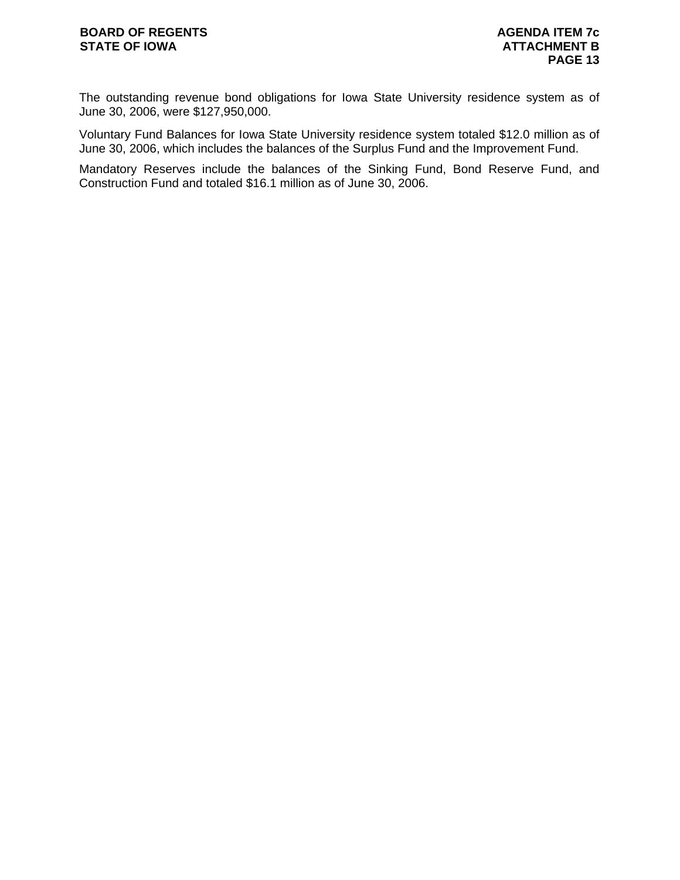The outstanding revenue bond obligations for Iowa State University residence system as of June 30, 2006, were $127,950,000.

Voluntary Fund Balances for Iowa State University residence system totaled $12.0 million as of June 30, 2006, which includes the balances of the Surplus Fund and the Improvement Fund.

Mandatory Reserves include the balances of the Sinking Fund, Bond Reserve Fund, and Construction Fund and totaled $16.1 million as of June 30, 2006.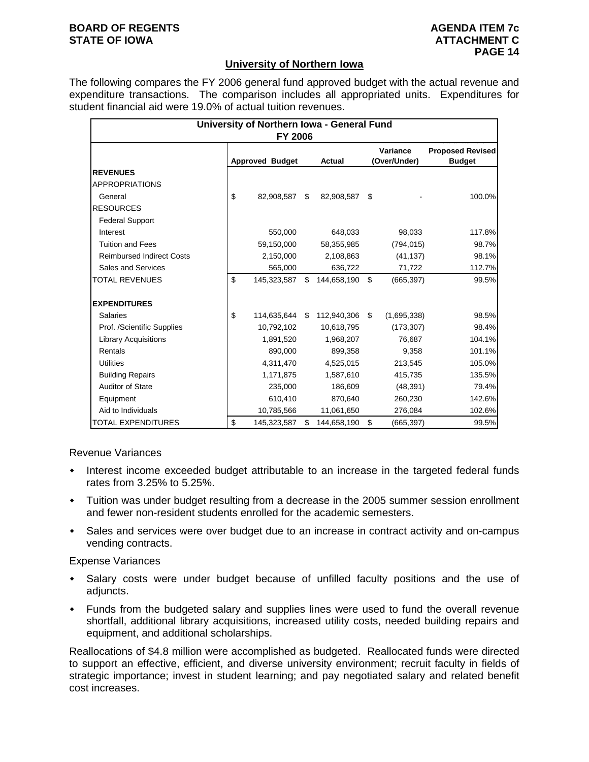## University of Northern Iowa

The following compares the FY 2006 general fund approved budget with the actual revenue and expenditure transactions. The comparison includes all appropriated units. Expenditures for student financial aid were 19.0% of actual tuition revenues.

| University of Northern Iowa - General Fund FY 2006 | | | | |
|---|---|---|---|---|
| | Approved Budget | Actual | Variance (Over/Under) | Proposed Revised Budget |
| **REVENUES** | | | | |
| APPROPRIATIONS | | | | |
| General | $ 82,908,587 | $ 82,908,587 | $ - | 100.0% |
| RESOURCES | | | | |
| Federal Support | | | | |
| Interest | 550,000 | 648,033 | 98,033 | 117.8% |
| Tuition and Fees | 59,150,000 | 58,355,985 | (794,015) | 98.7% |
| Reimbursed Indirect Costs | 2,150,000 | 2,108,863 | (41,137) | 98.1% |
| Sales and Services | 565,000 | 636,722 | 71,722 | 112.7% |
| TOTAL REVENUES | $ 145,323,587 | $ 144,658,190 | $ (665,397) | 99.5% |
| **EXPENDITURES** | | | | |
| Salaries | $ 114,635,644 | $ 112,940,306 | $ (1,695,338) | 98.5% |
| Prof. /Scientific Supplies | 10,792,102 | 10,618,795 | (173,307) | 98.4% |
| Library Acquisitions | 1,891,520 | 1,968,207 | 76,687 | 104.1% |
| Rentals | 890,000 | 899,358 | 9,358 | 101.1% |
| Utilities | 4,311,470 | 4,525,015 | 213,545 | 105.0% |
| Building Repairs | 1,171,875 | 1,587,610 | 415,735 | 135.5% |
| Auditor of State | 235,000 | 186,609 | (48,391) | 79.4% |
| Equipment | 610,410 | 870,640 | 260,230 | 142.6% |
| Aid to Individuals | 10,785,566 | 11,061,650 | 276,084 | 102.6% |
| TOTAL EXPENDITURES | $ 145,323,587 | $ 144,658,190 | $ (665,397) | 99.5% |

Revenue Variances

- Interest income exceeded budget attributable to an increase in the targeted federal funds rates from 3.25% to 5.25%.
- Tuition was under budget resulting from a decrease in the 2005 summer session enrollment and fewer non-resident students enrolled for the academic semesters.
- Sales and services were over budget due to an increase in contract activity and on-campus vending contracts.

Expense Variances

- Salary costs were under budget because of unfilled faculty positions and the use of adjuncts.
- Funds from the budgeted salary and supplies lines were used to fund the overall revenue shortfall, additional library acquisitions, increased utility costs, needed building repairs and equipment, and additional scholarships.

Reallocations of $4.8 million were accomplished as budgeted. Reallocated funds were directed to support an effective, efficient, and diverse university environment; recruit faculty in fields of strategic importance; invest in student learning; and pay negotiated salary and related benefit cost increases.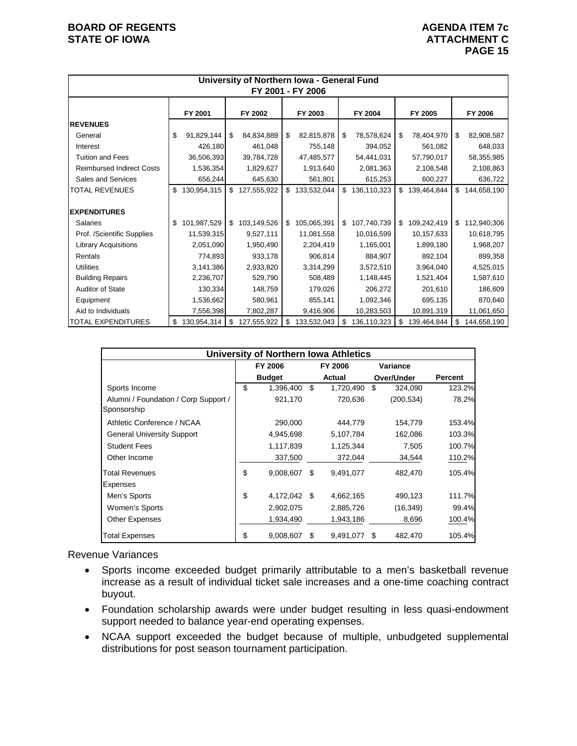| University of Northern Iowa - General Fund FY 2001 - FY 2006 | | | | | | |
|---|---|---|---|---|---|---|
| | FY 2001 | FY 2002 | FY 2003 | FY 2004 | FY 2005 | FY 2006 |
| **REVENUES** | | | | | | |
| General | $ 91,829,144 | $ 84,834,889 | $ 82,815,878 | $ 78,578,624 | $ 78,404,970 | $ 82,908,587 |
| Interest | 426,180 | 461,048 | 755,148 | 394,052 | 561,082 | 648,033 |
| Tuition and Fees | 36,506,393 | 39,784,728 | 47,485,577 | 54,441,031 | 57,790,017 | 58,355,985 |
| Reimbursed Indirect Costs | 1,536,354 | 1,829,627 | 1,913,640 | 2,081,363 | 2,108,548 | 2,108,863 |
| Sales and Services | 656,244 | 645,630 | 561,801 | 615,253 | 600,227 | 636,722 |
| TOTAL REVENUES | $ 130,954,315 | $ 127,555,922 | $ 133,532,044 | $ 136,110,323 | $ 139,464,844 | $ 144,658,190 |
| **EXPENDITURES** | | | | | | |
| Salaries | $ 101,987,529 | $ 103,149,526 | $ 105,065,391 | $ 107,740,739 | $ 109,242,419 | $ 112,940,306 |
| Prof. /Scientific Supplies | 11,539,315 | 9,527,111 | 11,081,558 | 10,016,599 | 10,157,633 | 10,618,795 |
| Library Acquisitions | 2,051,090 | 1,950,490 | 2,204,419 | 1,165,001 | 1,899,180 | 1,968,207 |
| Rentals | 774,893 | 933,178 | 906,814 | 884,907 | 892,104 | 899,358 |
| Utilities | 3,141,386 | 2,933,820 | 3,314,299 | 3,572,510 | 3,964,040 | 4,525,015 |
| Building Repairs | 2,236,707 | 529,790 | 508,489 | 1,148,445 | 1,521,404 | 1,587,610 |
| Auditor of State | 130,334 | 148,759 | 179,026 | 206,272 | 201,610 | 186,609 |
| Equipment | 1,536,662 | 580,961 | 855,141 | 1,092,346 | 695,135 | 870,640 |
| Aid to Individuals | 7,556,398 | 7,802,287 | 9,416,906 | 10,283,503 | 10,891,319 | 11,061,650 |
| TOTAL EXPENDITURES | $ 130,954,314 | $ 127,555,922 | $ 133,532,043 | $ 136,110,323 | $ 139,464,844 | $ 144,658,190 |

| University of Northern Iowa Athletics | | | | |
|---|---|---|---|---|
| | FY 2006 Budget | FY 2006 Actual | Variance Over/Under | Percent |
| Sports Income | $ 1,396,400 | $ 1,720,490 | $ 324,090 | 123.2% |
| Alumni / Foundation / Corp Support / Sponsorship | 921,170 | 720,636 | (200,534) | 78.2% |
| Athletic Conference / NCAA | 290,000 | 444,779 | 154,779 | 153.4% |
| General University Support | 4,945,698 | 5,107,784 | 162,086 | 103.3% |
| Student Fees | 1,117,839 | 1,125,344 | 7,505 | 100.7% |
| Other Income | 337,500 | 372,044 | 34,544 | 110.2% |
| Total Revenues | $ 9,008,607 | $ 9,491,077 | 482,470 | 105.4% |
| Expenses | | | | |
| Men's Sports | $ 4,172,042 | $ 4,662,165 | 490,123 | 111.7% |
| Women's Sports | 2,902,075 | 2,885,726 | (16,349) | 99.4% |
| Other Expenses | 1,934,490 | 1,943,186 | 8,696 | 100.4% |
| Total Expenses | $ 9,008,607 | $ 9,491,077 | $ 482,470 | 105.4% |

Revenue Variances

- Sports income exceeded budget primarily attributable to a men's basketball revenue increase as a result of individual ticket sale increases and a one-time coaching contract buyout.
- Foundation scholarship awards were under budget resulting in less quasi-endowment support needed to balance year-end operating expenses.
- NCAA support exceeded the budget because of multiple, unbudgeted supplemental distributions for post season tournament participation.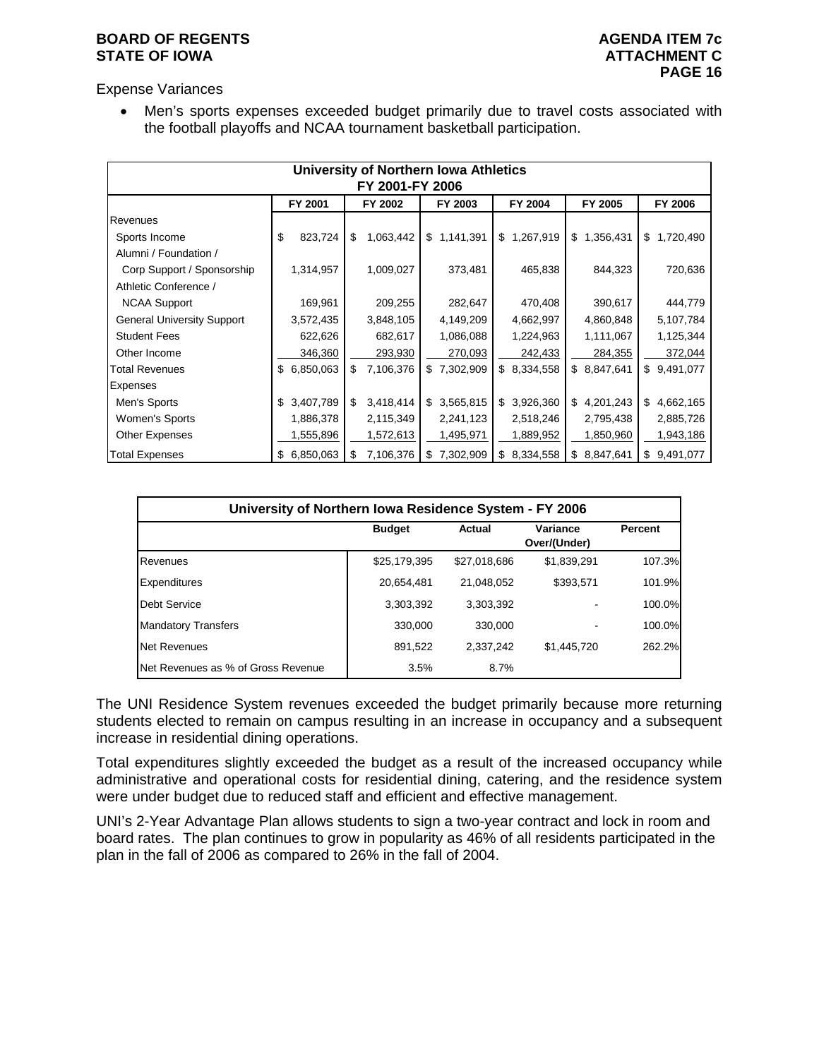Expense Variances

- Men's sports expenses exceeded budget primarily due to travel costs associated with the football playoffs and NCAA tournament basketball participation.

| University of Northern Iowa Athletics FY 2001-FY 2006 | | | | | | |
|---|---|---|---|---|---|---|
| | FY 2001 | FY 2002 | FY 2003 | FY 2004 | FY 2005 | FY 2006 |
| Revenues | | | | | | |
| Sports Income | $ 823,724 | $ 1,063,442 | $ 1,141,391 | $ 1,267,919 | $ 1,356,431 | $ 1,720,490 |
| Alumni / Foundation / Corp Support / Sponsorship | 1,314,957 | 1,009,027 | 373,481 | 465,838 | 844,323 | 720,636 |
| Athletic Conference / NCAA Support | 169,961 | 209,255 | 282,647 | 470,408 | 390,617 | 444,779 |
| General University Support | 3,572,435 | 3,848,105 | 4,149,209 | 4,662,997 | 4,860,848 | 5,107,784 |
| Student Fees | 622,626 | 682,617 | 1,086,088 | 1,224,963 | 1,111,067 | 1,125,344 |
| Other Income | 346,360 | 293,930 | 270,093 | 242,433 | 284,355 | 372,044 |
| Total Revenues | $ 6,850,063 | $ 7,106,376 | $ 7,302,909 | $ 8,334,558 | $ 8,847,641 | $ 9,491,077 |
| Expenses | | | | | | |
| Men's Sports | $ 3,407,789 | $ 3,418,414 | $ 3,565,815 | $ 3,926,360 | $ 4,201,243 | $ 4,662,165 |
| Women's Sports | 1,886,378 | 2,115,349 | 2,241,123 | 2,518,246 | 2,795,438 | 2,885,726 |
| Other Expenses | 1,555,896 | 1,572,613 | 1,495,971 | 1,889,952 | 1,850,960 | 1,943,186 |
| Total Expenses | $ 6,850,063 | $ 7,106,376 | $ 7,302,909 | $ 8,334,558 | $ 8,847,641 | $ 9,491,077 |

| University of Northern Iowa Residence System - FY 2006 | | | | |
|---|---|---|---|---|
| | Budget | Actual | Variance Over/(Under) | Percent |
| Revenues | $25,179,395 | $27,018,686 | $1,839,291 | 107.3% |
| Expenditures | 20,654,481 | 21,048,052 | $393,571 | 101.9% |
| Debt Service | 3,303,392 | 3,303,392 | - | 100.0% |
| Mandatory Transfers | 330,000 | 330,000 | - | 100.0% |
| Net Revenues | 891,522 | 2,337,242 | $1,445,720 | 262.2% |
| Net Revenues as % of Gross Revenue | 3.5% | 8.7% | | |

The UNI Residence System revenues exceeded the budget primarily because more returning students elected to remain on campus resulting in an increase in occupancy and a subsequent increase in residential dining operations.

Total expenditures slightly exceeded the budget as a result of the increased occupancy while administrative and operational costs for residential dining, catering, and the residence system were under budget due to reduced staff and efficient and effective management.

UNI's 2-Year Advantage Plan allows students to sign a two-year contract and lock in room and board rates. The plan continues to grow in popularity as 46% of all residents participated in the plan in the fall of 2006 as compared to 26% in the fall of 2004.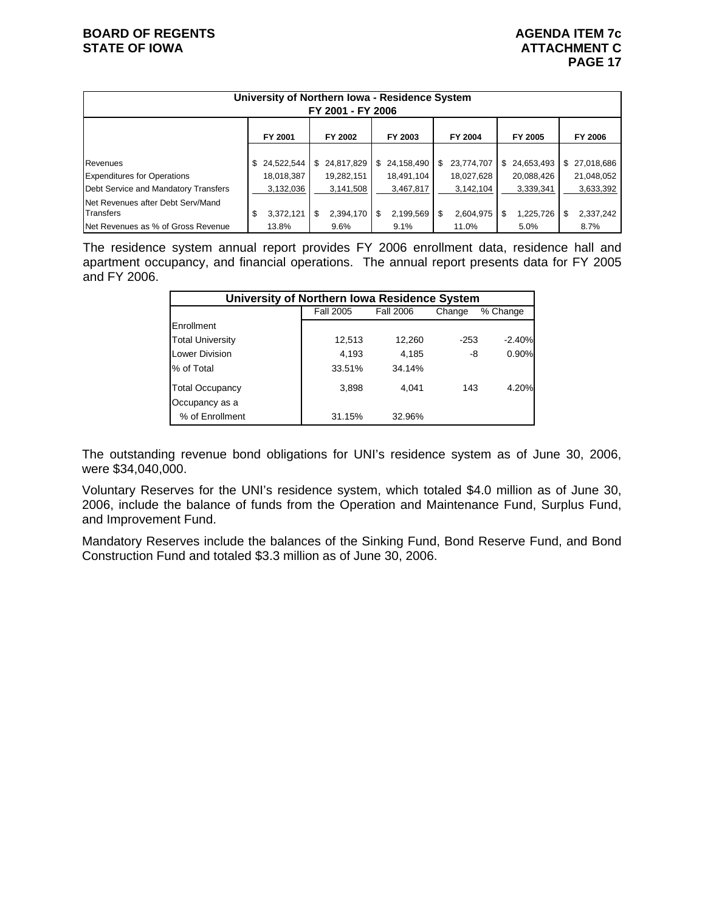| University of Northern Iowa - Residence System FY 2001 - FY 2006 | | | | | | |
|---|---|---|---|---|---|---|
| | FY 2001 | FY 2002 | FY 2003 | FY 2004 | FY 2005 | FY 2006 |
| Revenues | $ 24,522,544 | $ 24,817,829 | $ 24,158,490 | $ 23,774,707 | $ 24,653,493 | $ 27,018,686 |
| Expenditures for Operations | 18,018,387 | 19,282,151 | 18,491,104 | 18,027,628 | 20,088,426 | 21,048,052 |
| Debt Service and Mandatory Transfers | 3,132,036 | 3,141,508 | 3,467,817 | 3,142,104 | 3,339,341 | 3,633,392 |
| Net Revenues after Debt Serv/Mand Transfers | $ 3,372,121 | $ 2,394,170 | $ 2,199,569 | $ 2,604,975 | $ 1,225,726 | $ 2,337,242 |
| Net Revenues as % of Gross Revenue | 13.8% | 9.6% | 9.1% | 11.0% | 5.0% | 8.7% |

The residence system annual report provides FY 2006 enrollment data, residence hall and apartment occupancy, and financial operations. The annual report presents data for FY 2005 and FY 2006.

| University of Northern Iowa Residence System | | | | |
|---|---|---|---|---|
| | Fall 2005 | Fall 2006 | Change | % Change |
| Enrollment | | | | |
| Total University | 12,513 | 12,260 | -253 | -2.40% |
| Lower Division | 4,193 | 4,185 | -8 | 0.90% |
| % of Total | 33.51% | 34.14% | | |
| Total Occupancy | 3,898 | 4,041 | 143 | 4.20% |
| Occupancy as a % of Enrollment | 31.15% | 32.96% | | |

The outstanding revenue bond obligations for UNI's residence system as of June 30, 2006, were $34,040,000.

Voluntary Reserves for the UNI's residence system, which totaled $4.0 million as of June 30, 2006, include the balance of funds from the Operation and Maintenance Fund, Surplus Fund, and Improvement Fund.

Mandatory Reserves include the balances of the Sinking Fund, Bond Reserve Fund, and Bond Construction Fund and totaled $3.3 million as of June 30, 2006.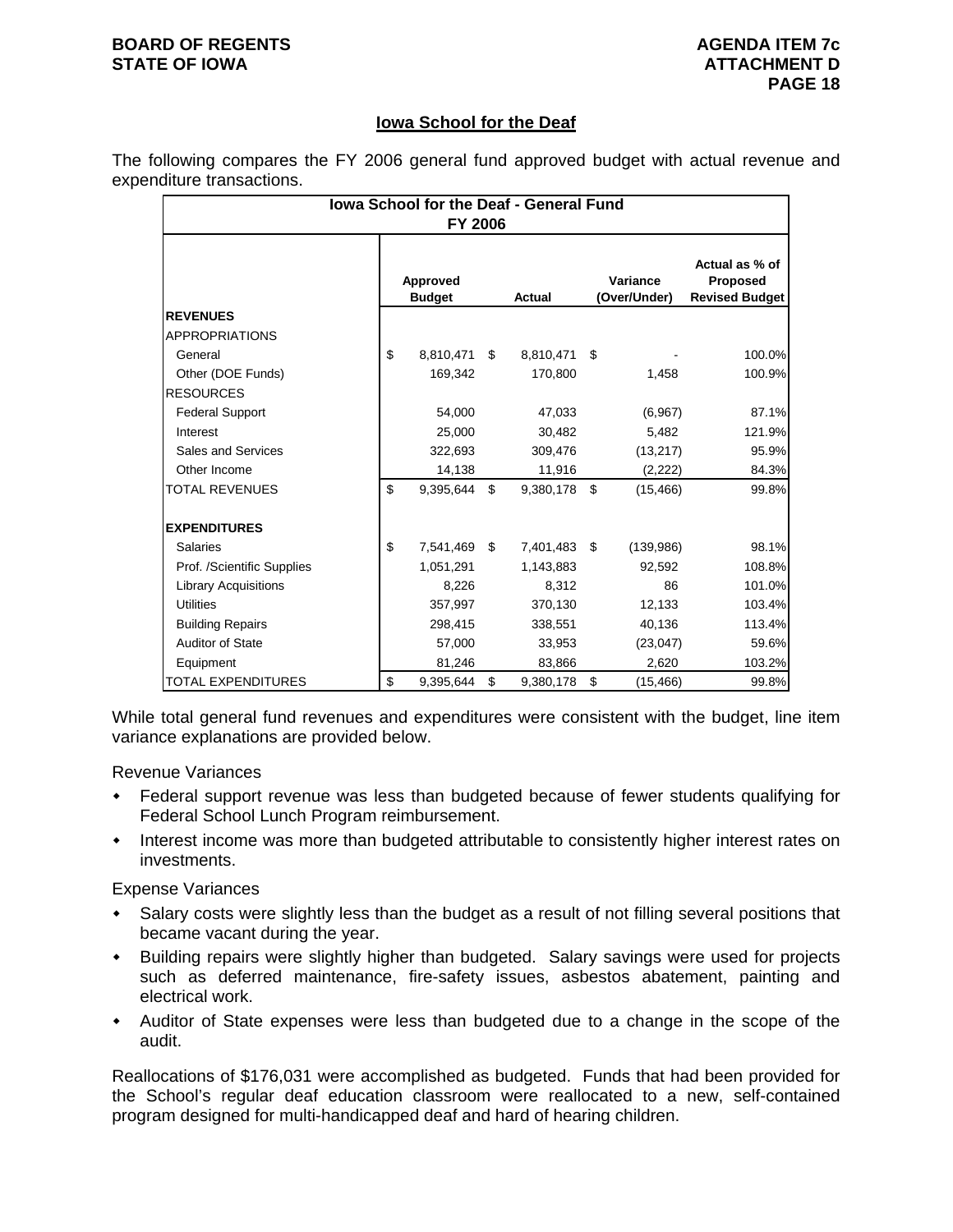## Iowa School for the Deaf

The following compares the FY 2006 general fund approved budget with actual revenue and expenditure transactions.

| Iowa School for the Deaf - General Fund FY 2006 | | | | |
|---|---|---|---|---|
| | Approved Budget | Actual | Variance (Over/Under) | Actual as % of Proposed Revised Budget |
| **REVENUES** | | | | |
| APPROPRIATIONS | | | | |
| General | $ 8,810,471 | $ 8,810,471 | $ - | 100.0% |
| Other (DOE Funds) | 169,342 | 170,800 | 1,458 | 100.9% |
| RESOURCES | | | | |
| Federal Support | 54,000 | 47,033 | (6,967) | 87.1% |
| Interest | 25,000 | 30,482 | 5,482 | 121.9% |
| Sales and Services | 322,693 | 309,476 | (13,217) | 95.9% |
| Other Income | 14,138 | 11,916 | (2,222) | 84.3% |
| TOTAL REVENUES | $ 9,395,644 | $ 9,380,178 | $ (15,466) | 99.8% |
| | | | | |
| **EXPENDITURES** | | | | |
| Salaries | $ 7,541,469 | $ 7,401,483 | $ (139,986) | 98.1% |
| Prof. /Scientific Supplies | 1,051,291 | 1,143,883 | 92,592 | 108.8% |
| Library Acquisitions | 8,226 | 8,312 | 86 | 101.0% |
| Utilities | 357,997 | 370,130 | 12,133 | 103.4% |
| Building Repairs | 298,415 | 338,551 | 40,136 | 113.4% |
| Auditor of State | 57,000 | 33,953 | (23,047) | 59.6% |
| Equipment | 81,246 | 83,866 | 2,620 | 103.2% |
| TOTAL EXPENDITURES | $ 9,395,644 | $ 9,380,178 | $ (15,466) | 99.8% |

While total general fund revenues and expenditures were consistent with the budget, line item variance explanations are provided below.

Revenue Variances

- Federal support revenue was less than budgeted because of fewer students qualifying for Federal School Lunch Program reimbursement.
- Interest income was more than budgeted attributable to consistently higher interest rates on investments.

Expense Variances

- Salary costs were slightly less than the budget as a result of not filling several positions that became vacant during the year.
- Building repairs were slightly higher than budgeted. Salary savings were used for projects such as deferred maintenance, fire-safety issues, asbestos abatement, painting and electrical work.
- Auditor of State expenses were less than budgeted due to a change in the scope of the audit.

Reallocations of $176,031 were accomplished as budgeted. Funds that had been provided for the School's regular deaf education classroom were reallocated to a new, self-contained program designed for multi-handicapped deaf and hard of hearing children.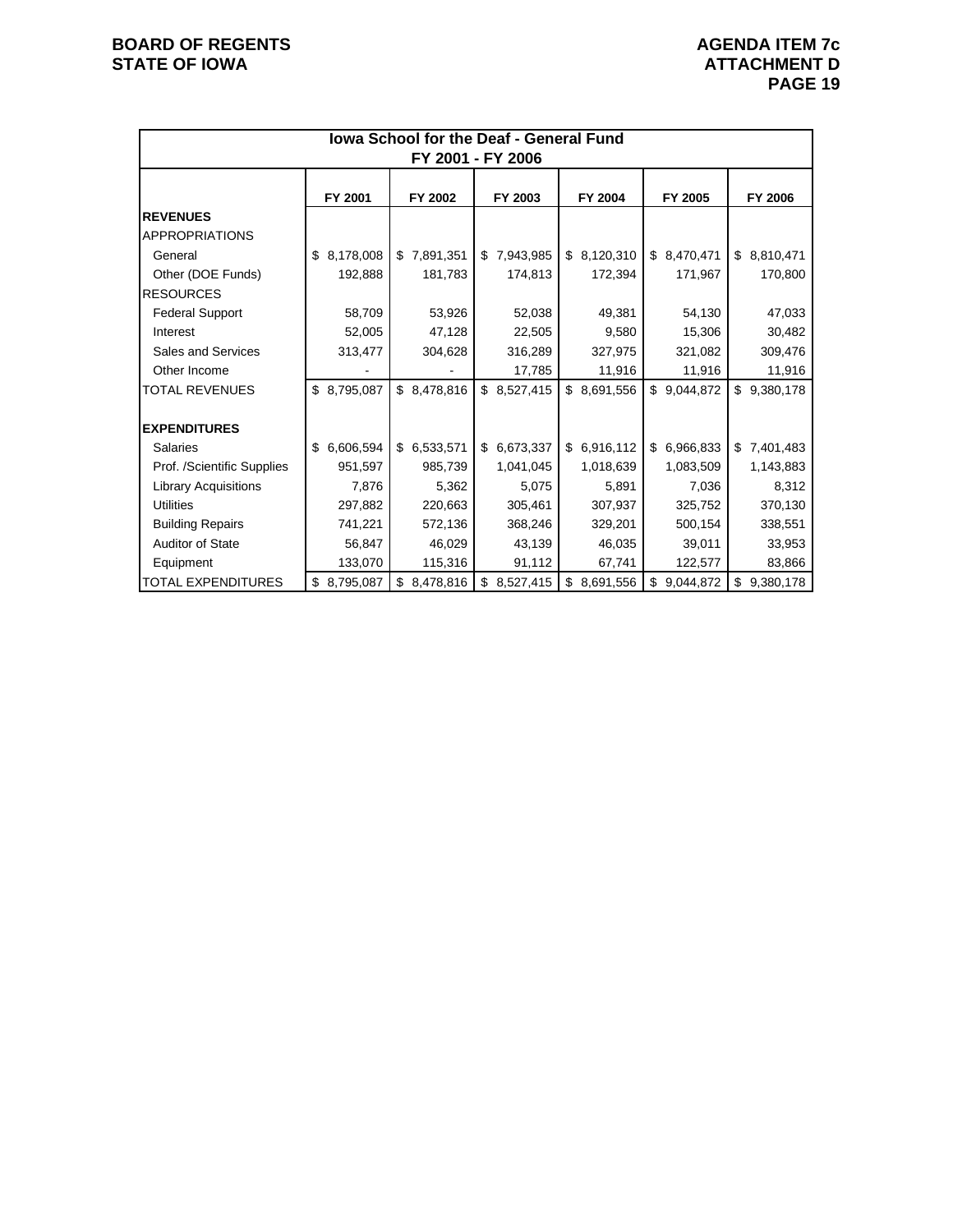**BOARD OF REGENTS**
**STATE OF IOWA**

**AGENDA ITEM 7c**
**ATTACHMENT D**

| **Iowa School for the Deaf - General Fund FY 2001 - FY 2006** | | | | | | |
|---|---|---|---|---|---|---|
| | **FY 2001** | **FY 2002** | **FY 2003** | **FY 2004** | **FY 2005** | **FY 2006** |
| **REVENUES** | | | | | | |
| APPROPRIATIONS | | | | | | |
| General | $ 8,178,008 | $ 7,891,351 | $ 7,943,985 | $ 8,120,310 | $ 8,470,471 | $ 8,810,471 |
| Other (DOE Funds) | 192,888 | 181,783 | 174,813 | 172,394 | 171,967 | 170,800 |
| RESOURCES | | | | | | |
| Federal Support | 58,709 | 53,926 | 52,038 | 49,381 | 54,130 | 47,033 |
| Interest | 52,005 | 47,128 | 22,505 | 9,580 | 15,306 | 30,482 |
| Sales and Services | 313,477 | 304,628 | 316,289 | 327,975 | 321,082 | 309,476 |
| Other Income | - | - | 17,785 | 11,916 | 11,916 | 11,916 |
| TOTAL REVENUES | $ 8,795,087 | $ 8,478,816 | $ 8,527,415 | $ 8,691,556 | $ 9,044,872 | $ 9,380,178 |
| | | | | | | |
| **EXPENDITURES** | | | | | | |
| Salaries | $ 6,606,594 | $ 6,533,571 | $ 6,673,337 | $ 6,916,112 | $ 6,966,833 | $ 7,401,483 |
| Prof. /Scientific Supplies | 951,597 | 985,739 | 1,041,045 | 1,018,639 | 1,083,509 | 1,143,883 |
| Library Acquisitions | 7,876 | 5,362 | 5,075 | 5,891 | 7,036 | 8,312 |
| Utilities | 297,882 | 220,663 | 305,461 | 307,937 | 325,752 | 370,130 |
| Building Repairs | 741,221 | 572,136 | 368,246 | 329,201 | 500,154 | 338,551 |
| Auditor of State | 56,847 | 46,029 | 43,139 | 46,035 | 39,011 | 33,953 |
| Equipment | 133,070 | 115,316 | 91,112 | 67,741 | 122,577 | 83,866 |
| TOTAL EXPENDITURES | $ 8,795,087 | $ 8,478,816 | $ 8,527,415 | $ 8,691,556 | $ 9,044,872 | $ 9,380,178 |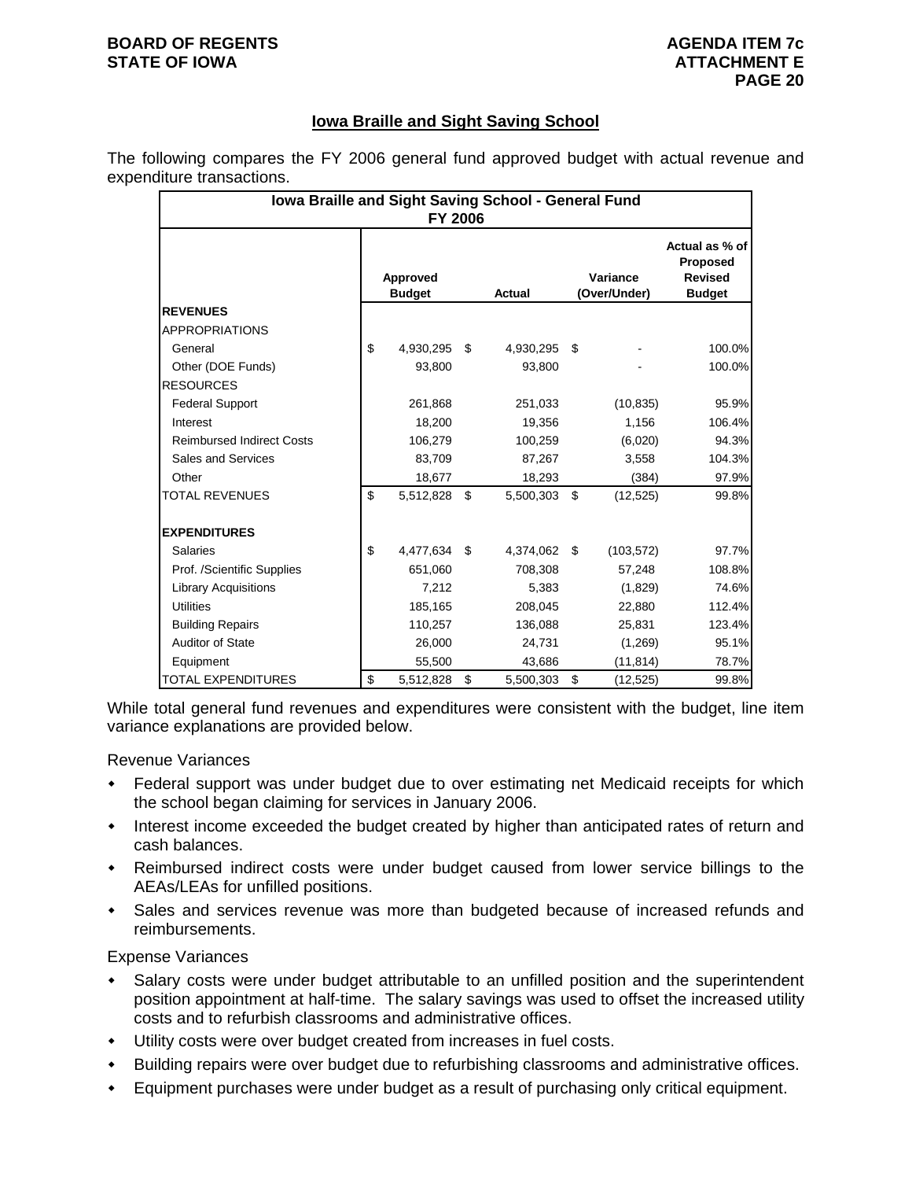## Iowa Braille and Sight Saving School

The following compares the FY 2006 general fund approved budget with actual revenue and expenditure transactions.

| Iowa Braille and Sight Saving School - General Fund FY 2006 | | | | |
|---|---|---|---|---|
| | Approved Budget | Actual | Variance (Over/Under) | Actual as % of Proposed Revised Budget |
| **REVENUES** | | | | |
| APPROPRIATIONS | | | | |
| General | $ 4,930,295 | $ 4,930,295 | $ - | 100.0% |
| Other (DOE Funds) | 93,800 | 93,800 | - | 100.0% |
| RESOURCES | | | | |
| Federal Support | 261,868 | 251,033 | (10,835) | 95.9% |
| Interest | 18,200 | 19,356 | 1,156 | 106.4% |
| Reimbursed Indirect Costs | 106,279 | 100,259 | (6,020) | 94.3% |
| Sales and Services | 83,709 | 87,267 | 3,558 | 104.3% |
| Other | 18,677 | 18,293 | (384) | 97.9% |
| TOTAL REVENUES | $ 5,512,828 | $ 5,500,303 | $ (12,525) | 99.8% |
| **EXPENDITURES** | | | | |
| Salaries | $ 4,477,634 | $ 4,374,062 | $ (103,572) | 97.7% |
| Prof. /Scientific Supplies | 651,060 | 708,308 | 57,248 | 108.8% |
| Library Acquisitions | 7,212 | 5,383 | (1,829) | 74.6% |
| Utilities | 185,165 | 208,045 | 22,880 | 112.4% |
| Building Repairs | 110,257 | 136,088 | 25,831 | 123.4% |
| Auditor of State | 26,000 | 24,731 | (1,269) | 95.1% |
| Equipment | 55,500 | 43,686 | (11,814) | 78.7% |
| TOTAL EXPENDITURES | $ 5,512,828 | $ 5,500,303 | $ (12,525) | 99.8% |

While total general fund revenues and expenditures were consistent with the budget, line item variance explanations are provided below.

Revenue Variances

- Federal support was under budget due to over estimating net Medicaid receipts for which the school began claiming for services in January 2006.
- Interest income exceeded the budget created by higher than anticipated rates of return and cash balances.
- Reimbursed indirect costs were under budget caused from lower service billings to the AEAs/LEAs for unfilled positions.
- Sales and services revenue was more than budgeted because of increased refunds and reimbursements.

Expense Variances

- Salary costs were under budget attributable to an unfilled position and the superintendent position appointment at half-time. The salary savings was used to offset the increased utility costs and to refurbish classrooms and administrative offices.
- Utility costs were over budget created from increases in fuel costs.
- Building repairs were over budget due to refurbishing classrooms and administrative offices.
- Equipment purchases were under budget as a result of purchasing only critical equipment.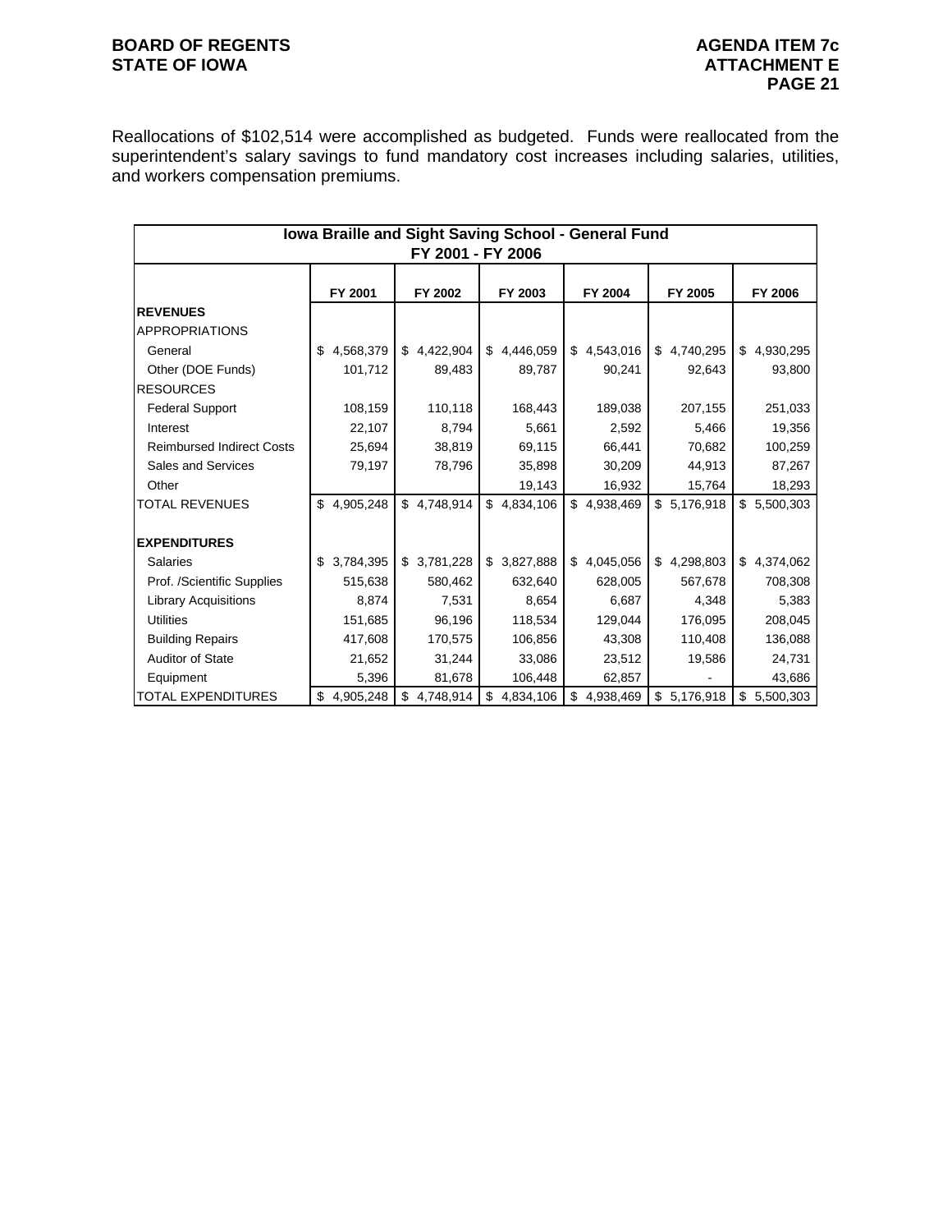Reallocations of $102,514 were accomplished as budgeted. Funds were reallocated from the superintendent's salary savings to fund mandatory cost increases including salaries, utilities, and workers compensation premiums.

| Iowa Braille and Sight Saving School - General Fund FY 2001 - FY 2006 | | | | | | |
|---|---|---|---|---|---|---|
| | FY 2001 | FY 2002 | FY 2003 | FY 2004 | FY 2005 | FY 2006 |
| **REVENUES** | | | | | | |
| APPROPRIATIONS | | | | | | |
| General | $ 4,568,379 | $ 4,422,904 | $ 4,446,059 | $ 4,543,016 | $ 4,740,295 | $ 4,930,295 |
| Other (DOE Funds) | 101,712 | 89,483 | 89,787 | 90,241 | 92,643 | 93,800 |
| RESOURCES | | | | | | |
| Federal Support | 108,159 | 110,118 | 168,443 | 189,038 | 207,155 | 251,033 |
| Interest | 22,107 | 8,794 | 5,661 | 2,592 | 5,466 | 19,356 |
| Reimbursed Indirect Costs | 25,694 | 38,819 | 69,115 | 66,441 | 70,682 | 100,259 |
| Sales and Services | 79,197 | 78,796 | 35,898 | 30,209 | 44,913 | 87,267 |
| Other | | | 19,143 | 16,932 | 15,764 | 18,293 |
| TOTAL REVENUES | $ 4,905,248 | $ 4,748,914 | $ 4,834,106 | $ 4,938,469 | $ 5,176,918 | $ 5,500,303 |
| | | | | | | |
| **EXPENDITURES** | | | | | | |
| Salaries | $ 3,784,395 | $ 3,781,228 | $ 3,827,888 | $ 4,045,056 | $ 4,298,803 | $ 4,374,062 |
| Prof. /Scientific Supplies | 515,638 | 580,462 | 632,640 | 628,005 | 567,678 | 708,308 |
| Library Acquisitions | 8,874 | 7,531 | 8,654 | 6,687 | 4,348 | 5,383 |
| Utilities | 151,685 | 96,196 | 118,534 | 129,044 | 176,095 | 208,045 |
| Building Repairs | 417,608 | 170,575 | 106,856 | 43,308 | 110,408 | 136,088 |
| Auditor of State | 21,652 | 31,244 | 33,086 | 23,512 | 19,586 | 24,731 |
| Equipment | 5,396 | 81,678 | 106,448 | 62,857 | - | 43,686 |
| TOTAL EXPENDITURES | $ 4,905,248 | $ 4,748,914 | $ 4,834,106 | $ 4,938,469 | $ 5,176,918 | $ 5,500,303 |